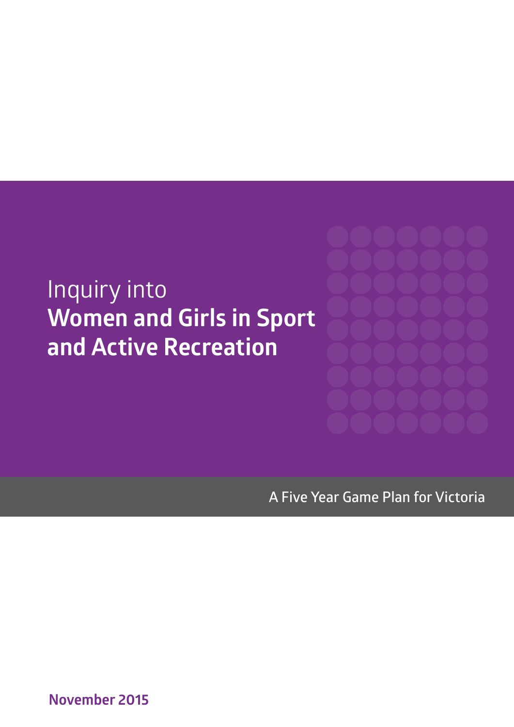# Inquiry into **Women and Girls in Sport and Active Recreation**

A Five Year Game Plan for Victoria

**November 2015**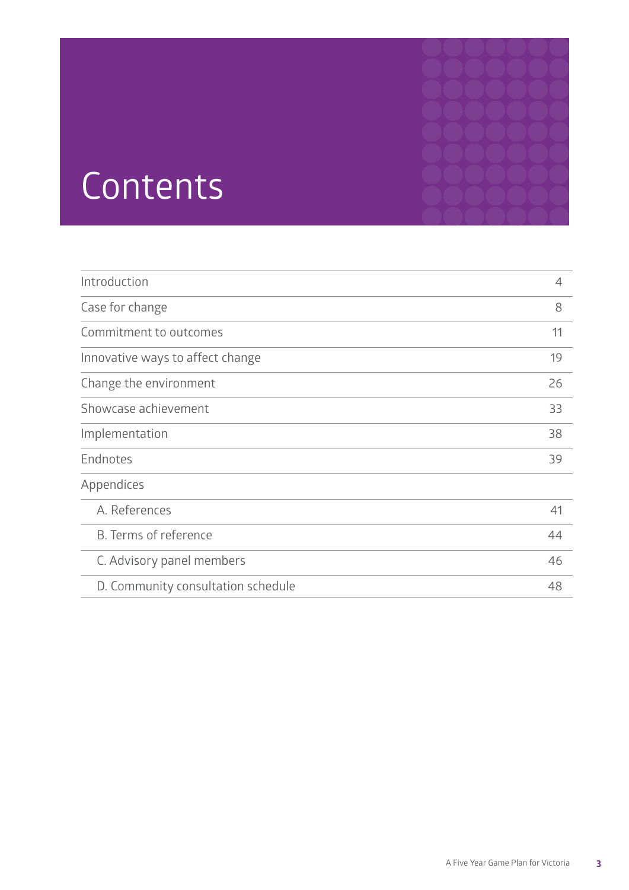# Contents

| | |
|---|---|
| Introduction | 4 |
| Case for change | 8 |
| Commitment to outcomes | 11 |
| Innovative ways to affect change | 19 |
| Change the environment | 26 |
| Showcase achievement | 33 |
| Implementation | 38 |
| Endnotes | 39 |
| Appendices | |
| A. References | 41 |
| B. Terms of reference | 44 |
| C. Advisory panel members | 46 |
| D. Community consultation schedule | 48 |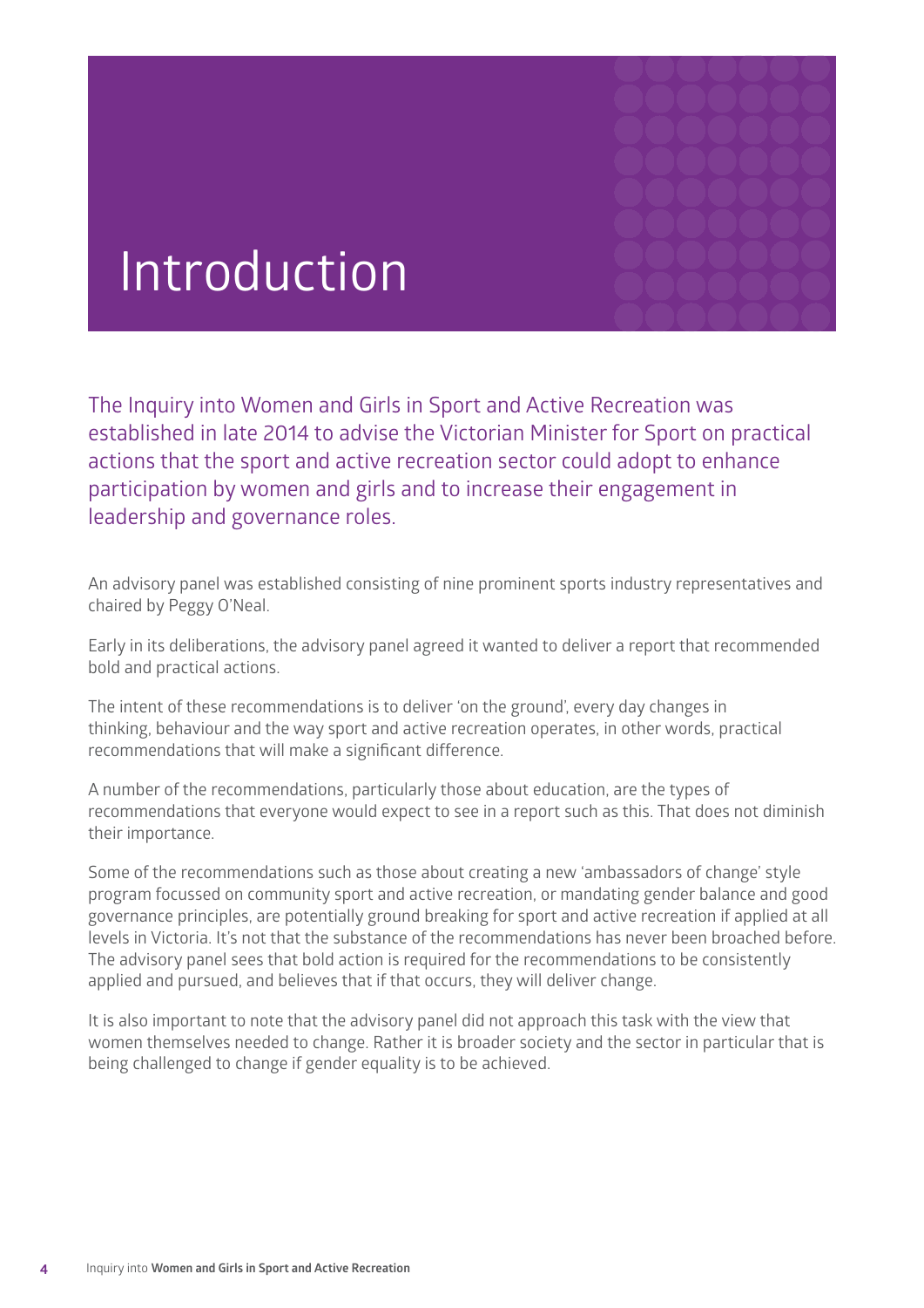# Introduction

The Inquiry into Women and Girls in Sport and Active Recreation was established in late 2014 to advise the Victorian Minister for Sport on practical actions that the sport and active recreation sector could adopt to enhance participation by women and girls and to increase their engagement in leadership and governance roles.

An advisory panel was established consisting of nine prominent sports industry representatives and chaired by Peggy O'Neal.

Early in its deliberations, the advisory panel agreed it wanted to deliver a report that recommended bold and practical actions.

The intent of these recommendations is to deliver 'on the ground', every day changes in thinking, behaviour and the way sport and active recreation operates, in other words, practical recommendations that will make a significant difference.

A number of the recommendations, particularly those about education, are the types of recommendations that everyone would expect to see in a report such as this. That does not diminish their importance.

Some of the recommendations such as those about creating a new 'ambassadors of change' style program focussed on community sport and active recreation, or mandating gender balance and good governance principles, are potentially ground breaking for sport and active recreation if applied at all levels in Victoria. It's not that the substance of the recommendations has never been broached before. The advisory panel sees that bold action is required for the recommendations to be consistently applied and pursued, and believes that if that occurs, they will deliver change.

It is also important to note that the advisory panel did not approach this task with the view that women themselves needed to change. Rather it is broader society and the sector in particular that is being challenged to change if gender equality is to be achieved.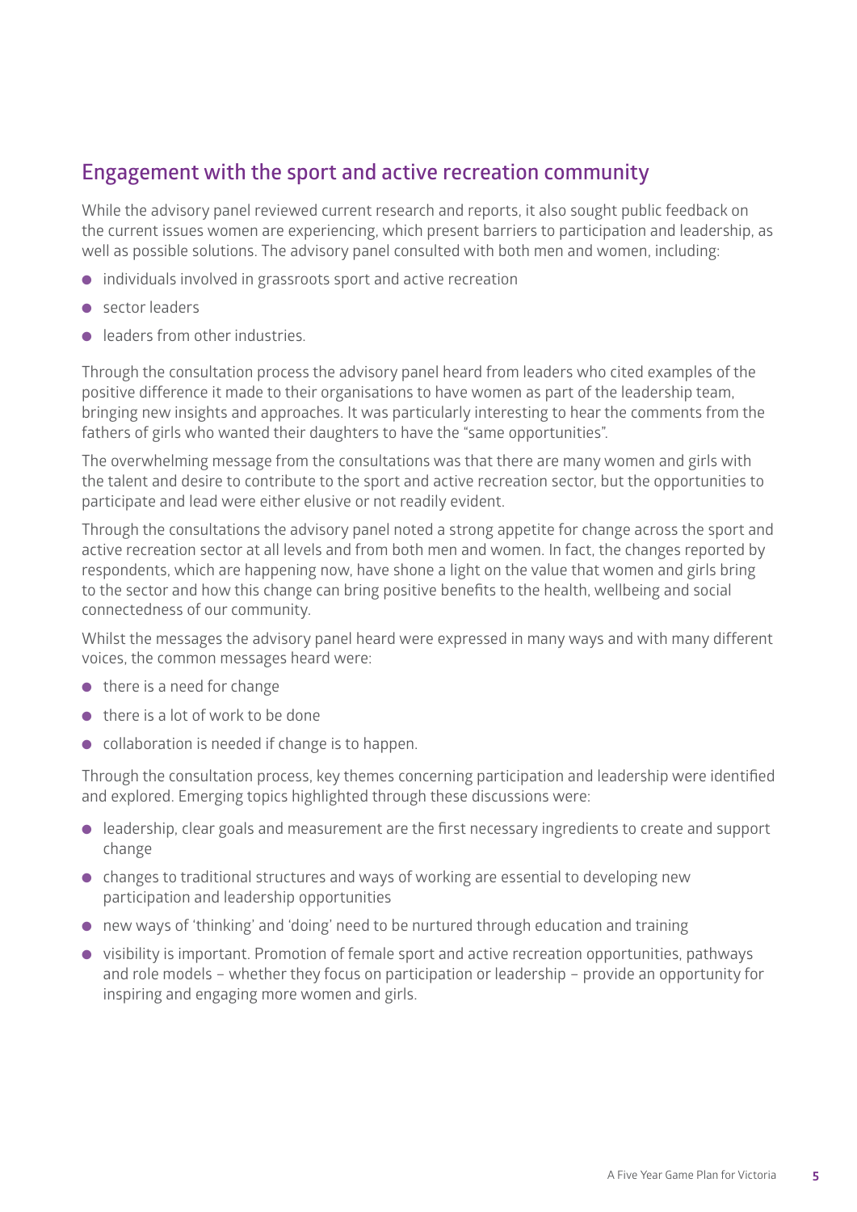## Engagement with the sport and active recreation community

While the advisory panel reviewed current research and reports, it also sought public feedback on the current issues women are experiencing, which present barriers to participation and leadership, as well as possible solutions. The advisory panel consulted with both men and women, including:

- individuals involved in grassroots sport and active recreation
- sector leaders
- leaders from other industries.

Through the consultation process the advisory panel heard from leaders who cited examples of the positive difference it made to their organisations to have women as part of the leadership team, bringing new insights and approaches. It was particularly interesting to hear the comments from the fathers of girls who wanted their daughters to have the "same opportunities".

The overwhelming message from the consultations was that there are many women and girls with the talent and desire to contribute to the sport and active recreation sector, but the opportunities to participate and lead were either elusive or not readily evident.

Through the consultations the advisory panel noted a strong appetite for change across the sport and active recreation sector at all levels and from both men and women. In fact, the changes reported by respondents, which are happening now, have shone a light on the value that women and girls bring to the sector and how this change can bring positive benefits to the health, wellbeing and social connectedness of our community.

Whilst the messages the advisory panel heard were expressed in many ways and with many different voices, the common messages heard were:

- there is a need for change
- there is a lot of work to be done
- collaboration is needed if change is to happen.

Through the consultation process, key themes concerning participation and leadership were identified and explored. Emerging topics highlighted through these discussions were:

- leadership, clear goals and measurement are the first necessary ingredients to create and support change
- changes to traditional structures and ways of working are essential to developing new participation and leadership opportunities
- new ways of 'thinking' and 'doing' need to be nurtured through education and training
- visibility is important. Promotion of female sport and active recreation opportunities, pathways and role models – whether they focus on participation or leadership – provide an opportunity for inspiring and engaging more women and girls.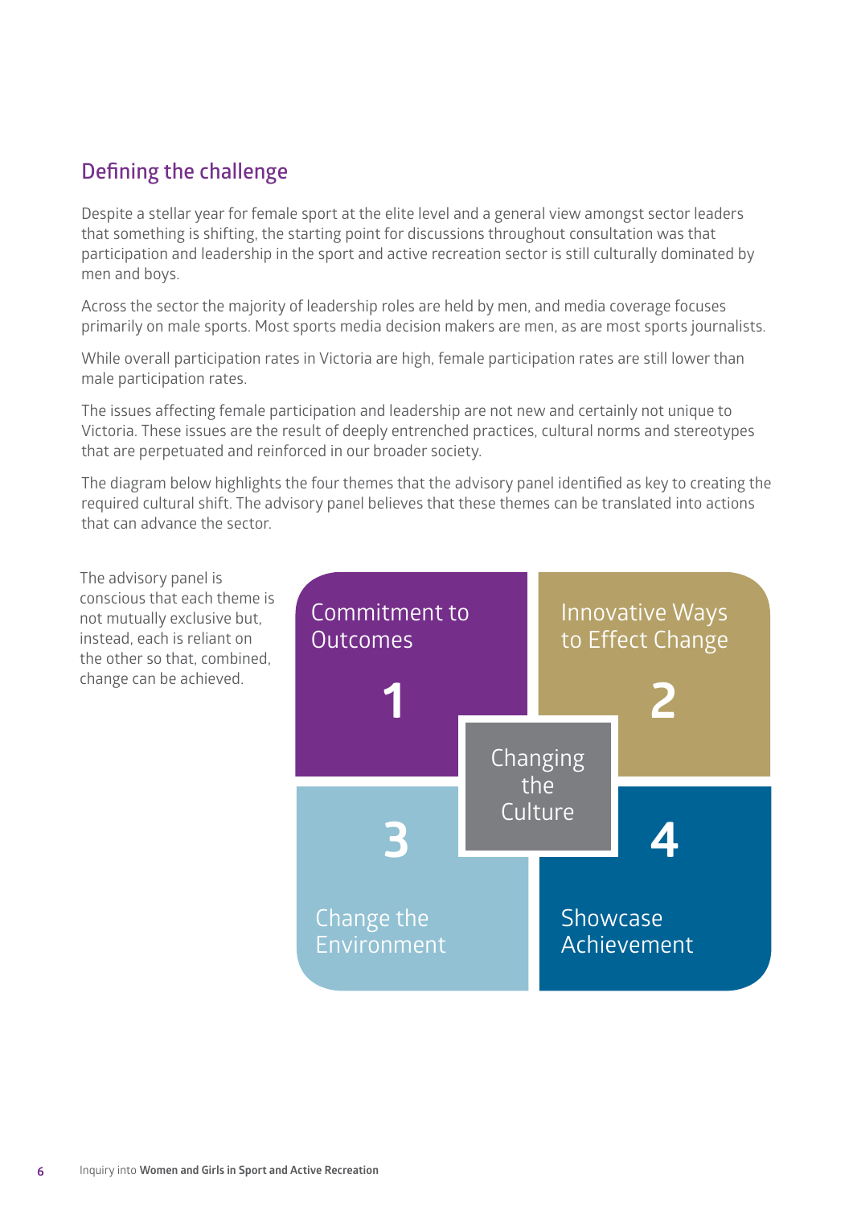## Defining the challenge

Despite a stellar year for female sport at the elite level and a general view amongst sector leaders that something is shifting, the starting point for discussions throughout consultation was that participation and leadership in the sport and active recreation sector is still culturally dominated by men and boys.

Across the sector the majority of leadership roles are held by men, and media coverage focuses primarily on male sports. Most sports media decision makers are men, as are most sports journalists.

While overall participation rates in Victoria are high, female participation rates are still lower than male participation rates.

The issues affecting female participation and leadership are not new and certainly not unique to Victoria. These issues are the result of deeply entrenched practices, cultural norms and stereotypes that are perpetuated and reinforced in our broader society.

The diagram below highlights the four themes that the advisory panel identified as key to creating the required cultural shift. The advisory panel believes that these themes can be translated into actions that can advance the sector.

The advisory panel is conscious that each theme is not mutually exclusive but, instead, each is reliant on the other so that, combined, change can be achieved.

Commitment to Outcomes

1

Innovative Ways to Effect Change

2

Changing the Culture

3

Change the Environment

4

Showcase Achievement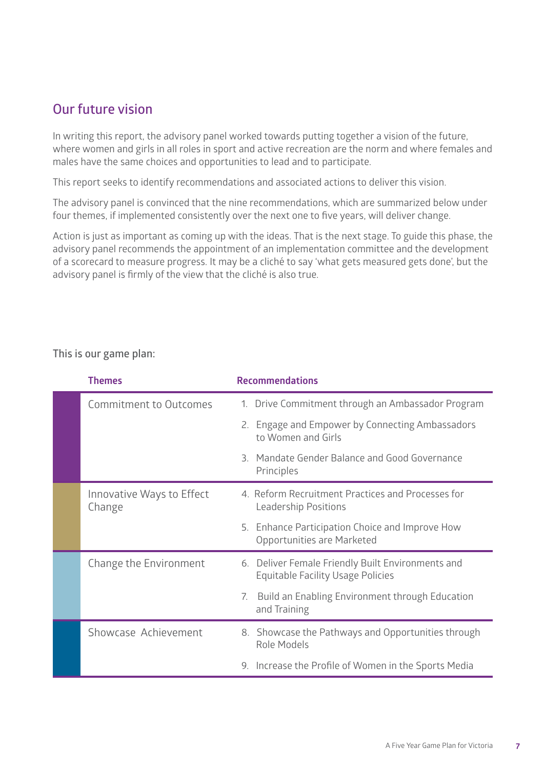## Our future vision

In writing this report, the advisory panel worked towards putting together a vision of the future, where women and girls in all roles in sport and active recreation are the norm and where females and males have the same choices and opportunities to lead and to participate.

This report seeks to identify recommendations and associated actions to deliver this vision.

The advisory panel is convinced that the nine recommendations, which are summarized below under four themes, if implemented consistently over the next one to five years, will deliver change.

Action is just as important as coming up with the ideas. That is the next stage. To guide this phase, the advisory panel recommends the appointment of an implementation committee and the development of a scorecard to measure progress. It may be a cliché to say 'what gets measured gets done', but the advisory panel is firmly of the view that the cliché is also true.

This is our game plan:

| Themes | Recommendations |
|---|---|
| Commitment to Outcomes | 1. Drive Commitment through an Ambassador Program |
| | 2. Engage and Empower by Connecting Ambassadors to Women and Girls |
| | 3. Mandate Gender Balance and Good Governance Principles |
| Innovative Ways to Effect Change | 4. Reform Recruitment Practices and Processes for Leadership Positions |
| | 5. Enhance Participation Choice and Improve How Opportunities are Marketed |
| Change the Environment | 6. Deliver Female Friendly Built Environments and Equitable Facility Usage Policies |
| | 7. Build an Enabling Environment through Education and Training |
| Showcase Achievement | 8. Showcase the Pathways and Opportunities through Role Models |
| | 9. Increase the Profile of Women in the Sports Media |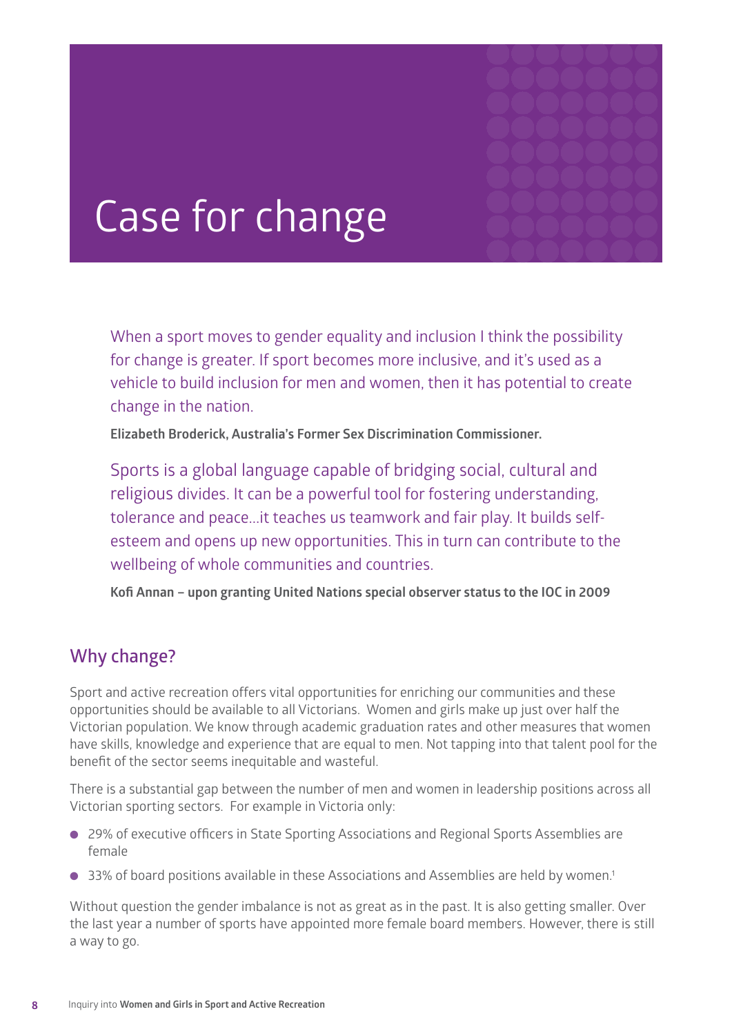# Case for change

When a sport moves to gender equality and inclusion I think the possibility for change is greater. If sport becomes more inclusive, and it's used as a vehicle to build inclusion for men and women, then it has potential to create change in the nation.

**Elizabeth Broderick, Australia's Former Sex Discrimination Commissioner.**

Sports is a global language capable of bridging social, cultural and religious divides. It can be a powerful tool for fostering understanding, tolerance and peace…it teaches us teamwork and fair play. It builds self-esteem and opens up new opportunities. This in turn can contribute to the wellbeing of whole communities and countries.

**Kofi Annan – upon granting United Nations special observer status to the IOC in 2009**

## Why change?

Sport and active recreation offers vital opportunities for enriching our communities and these opportunities should be available to all Victorians. Women and girls make up just over half the Victorian population. We know through academic graduation rates and other measures that women have skills, knowledge and experience that are equal to men. Not tapping into that talent pool for the benefit of the sector seems inequitable and wasteful.

There is a substantial gap between the number of men and women in leadership positions across all Victorian sporting sectors. For example in Victoria only:

- 29% of executive officers in State Sporting Associations and Regional Sports Assemblies are female
- 33% of board positions available in these Associations and Assemblies are held by women.[1]

Without question the gender imbalance is not as great as in the past. It is also getting smaller. Over the last year a number of sports have appointed more female board members. However, there is still a way to go.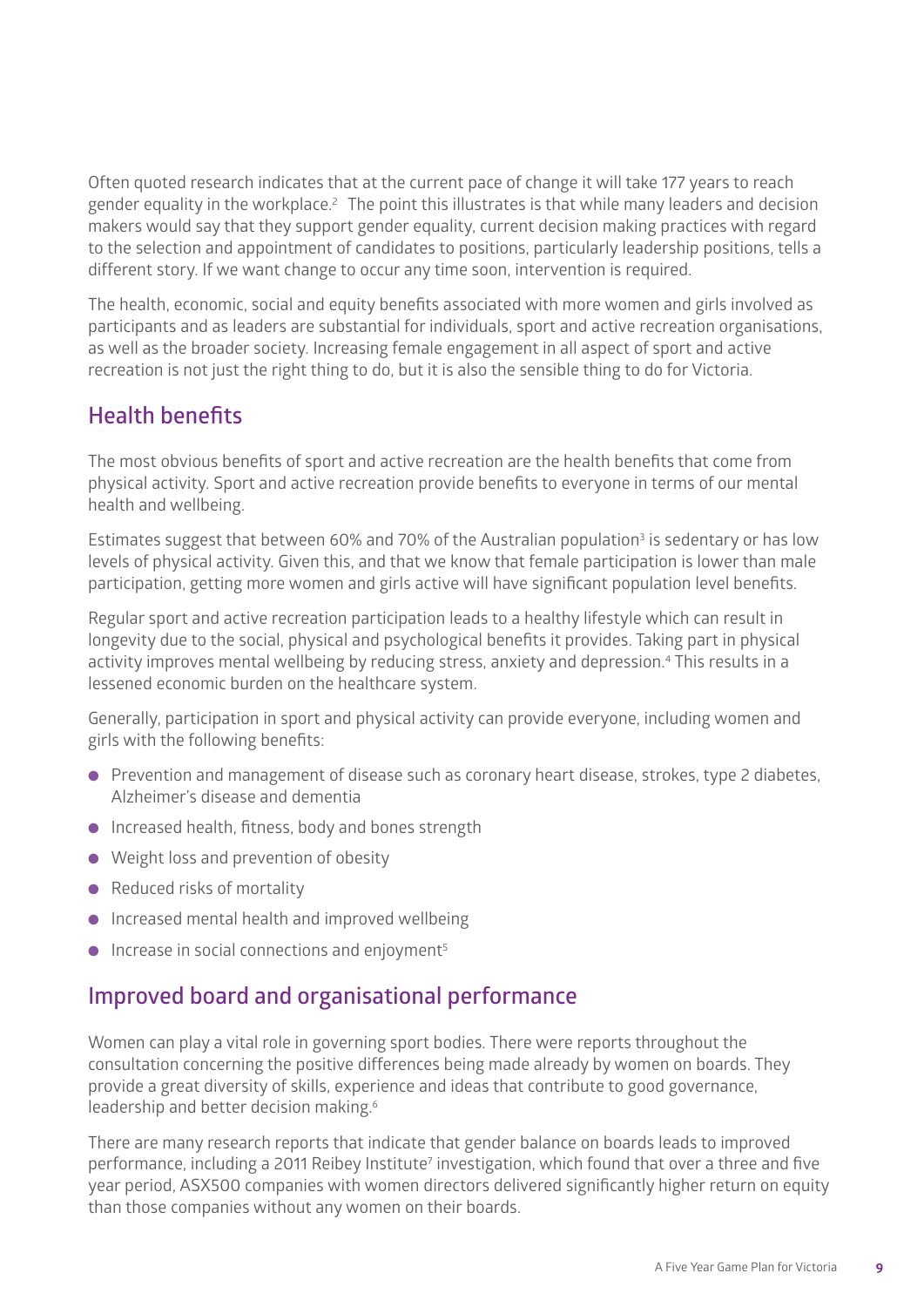Often quoted research indicates that at the current pace of change it will take 177 years to reach gender equality in the workplace.[2] The point this illustrates is that while many leaders and decision makers would say that they support gender equality, current decision making practices with regard to the selection and appointment of candidates to positions, particularly leadership positions, tells a different story. If we want change to occur any time soon, intervention is required.

The health, economic, social and equity benefits associated with more women and girls involved as participants and as leaders are substantial for individuals, sport and active recreation organisations, as well as the broader society. Increasing female engagement in all aspect of sport and active recreation is not just the right thing to do, but it is also the sensible thing to do for Victoria.

## Health benefits

The most obvious benefits of sport and active recreation are the health benefits that come from physical activity. Sport and active recreation provide benefits to everyone in terms of our mental health and wellbeing.

Estimates suggest that between 60% and 70% of the Australian population[3] is sedentary or has low levels of physical activity. Given this, and that we know that female participation is lower than male participation, getting more women and girls active will have significant population level benefits.

Regular sport and active recreation participation leads to a healthy lifestyle which can result in longevity due to the social, physical and psychological benefits it provides. Taking part in physical activity improves mental wellbeing by reducing stress, anxiety and depression.[4] This results in a lessened economic burden on the healthcare system.

Generally, participation in sport and physical activity can provide everyone, including women and girls with the following benefits:

- Prevention and management of disease such as coronary heart disease, strokes, type 2 diabetes, Alzheimer's disease and dementia
- Increased health, fitness, body and bones strength
- Weight loss and prevention of obesity
- Reduced risks of mortality
- Increased mental health and improved wellbeing
- Increase in social connections and enjoyment[5]

## Improved board and organisational performance

Women can play a vital role in governing sport bodies. There were reports throughout the consultation concerning the positive differences being made already by women on boards. They provide a great diversity of skills, experience and ideas that contribute to good governance, leadership and better decision making.[6]

There are many research reports that indicate that gender balance on boards leads to improved performance, including a 2011 Reibey Institute[7] investigation, which found that over a three and five year period, ASX500 companies with women directors delivered significantly higher return on equity than those companies without any women on their boards.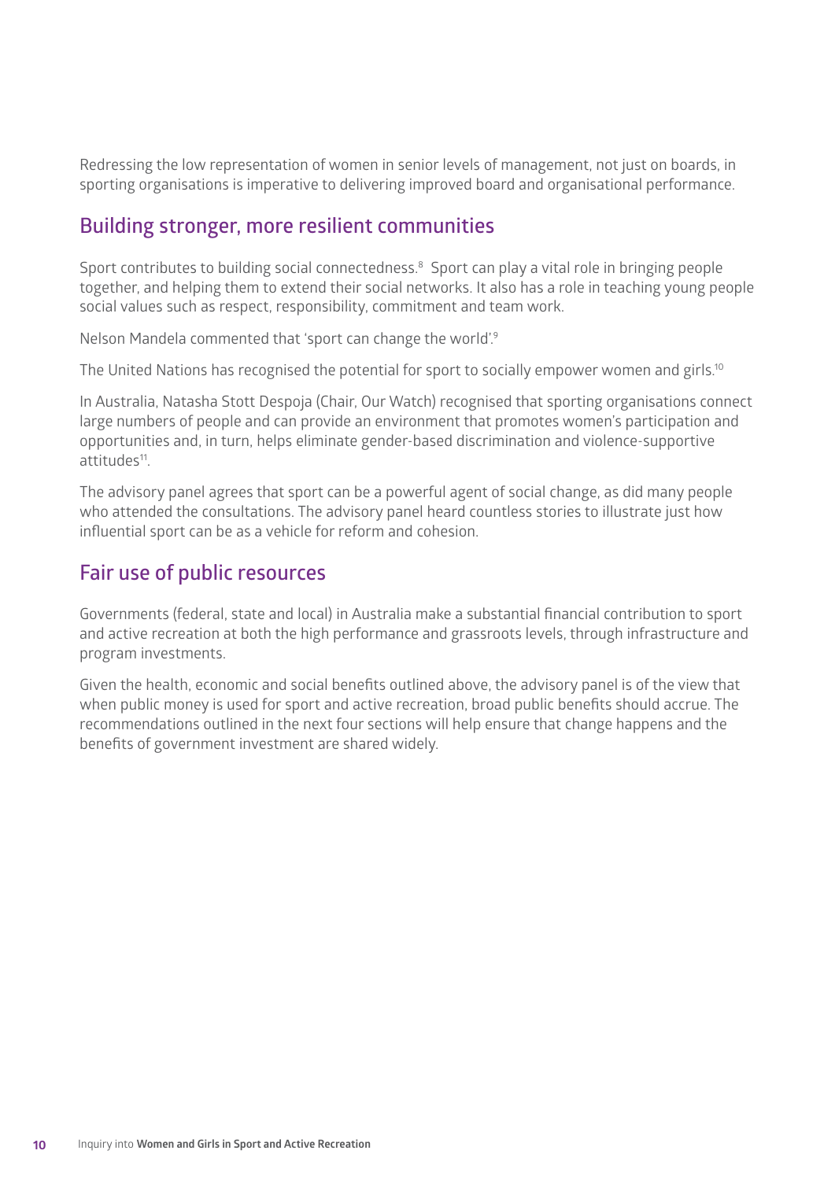Redressing the low representation of women in senior levels of management, not just on boards, in sporting organisations is imperative to delivering improved board and organisational performance.

## Building stronger, more resilient communities

Sport contributes to building social connectedness.[8] Sport can play a vital role in bringing people together, and helping them to extend their social networks. It also has a role in teaching young people social values such as respect, responsibility, commitment and team work.

Nelson Mandela commented that 'sport can change the world'.[9]

The United Nations has recognised the potential for sport to socially empower women and girls.[10]

In Australia, Natasha Stott Despoja (Chair, Our Watch) recognised that sporting organisations connect large numbers of people and can provide an environment that promotes women's participation and opportunities and, in turn, helps eliminate gender-based discrimination and violence-supportive attitudes[11].

The advisory panel agrees that sport can be a powerful agent of social change, as did many people who attended the consultations. The advisory panel heard countless stories to illustrate just how influential sport can be as a vehicle for reform and cohesion.

## Fair use of public resources

Governments (federal, state and local) in Australia make a substantial financial contribution to sport and active recreation at both the high performance and grassroots levels, through infrastructure and program investments.

Given the health, economic and social benefits outlined above, the advisory panel is of the view that when public money is used for sport and active recreation, broad public benefits should accrue. The recommendations outlined in the next four sections will help ensure that change happens and the benefits of government investment are shared widely.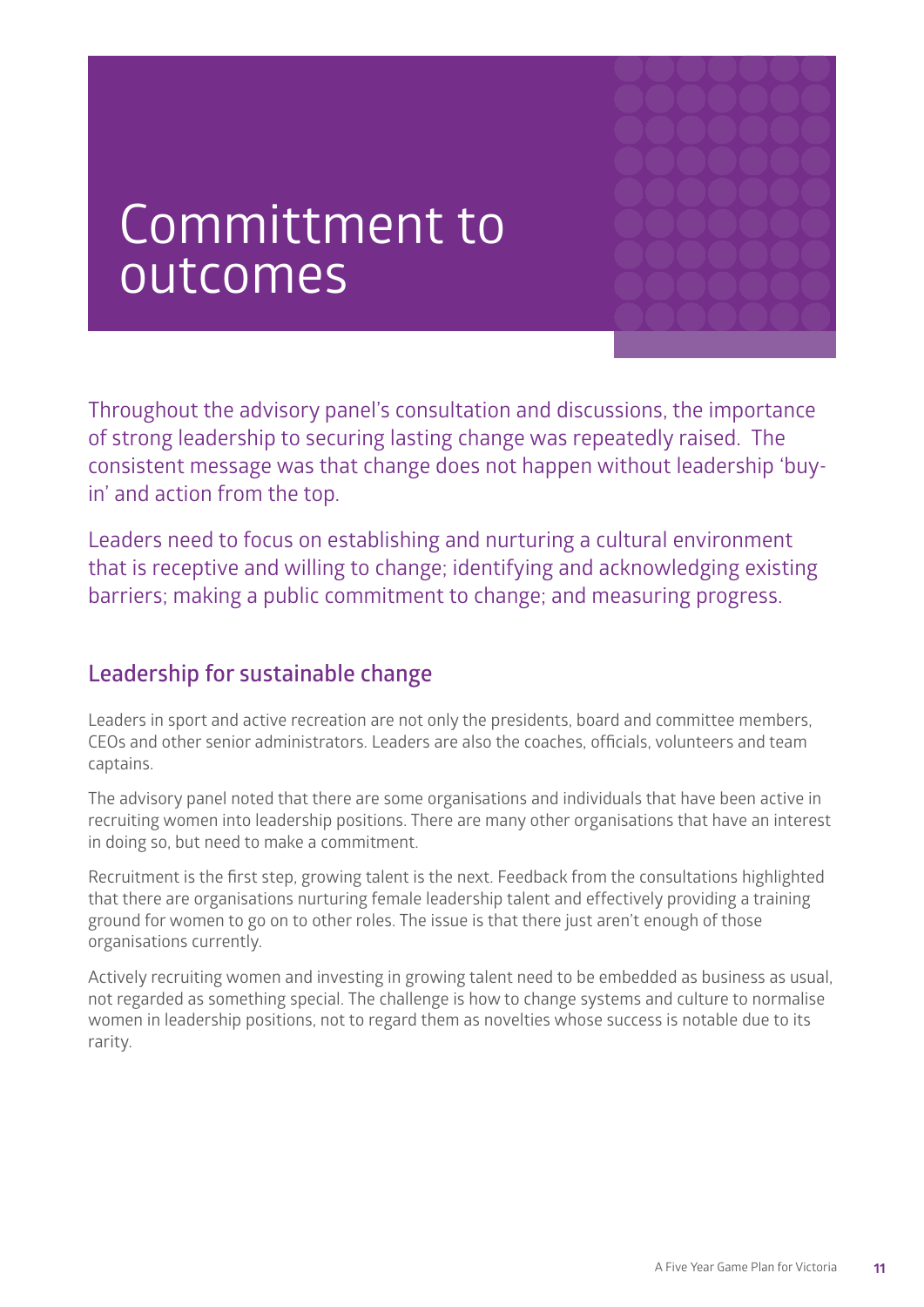# Committment to outcomes

Throughout the advisory panel's consultation and discussions, the importance of strong leadership to securing lasting change was repeatedly raised. The consistent message was that change does not happen without leadership 'buy-in' and action from the top.

Leaders need to focus on establishing and nurturing a cultural environment that is receptive and willing to change; identifying and acknowledging existing barriers; making a public commitment to change; and measuring progress.

## Leadership for sustainable change

Leaders in sport and active recreation are not only the presidents, board and committee members, CEOs and other senior administrators. Leaders are also the coaches, officials, volunteers and team captains.

The advisory panel noted that there are some organisations and individuals that have been active in recruiting women into leadership positions. There are many other organisations that have an interest in doing so, but need to make a commitment.

Recruitment is the first step, growing talent is the next. Feedback from the consultations highlighted that there are organisations nurturing female leadership talent and effectively providing a training ground for women to go on to other roles. The issue is that there just aren't enough of those organisations currently.

Actively recruiting women and investing in growing talent need to be embedded as business as usual, not regarded as something special. The challenge is how to change systems and culture to normalise women in leadership positions, not to regard them as novelties whose success is notable due to its rarity.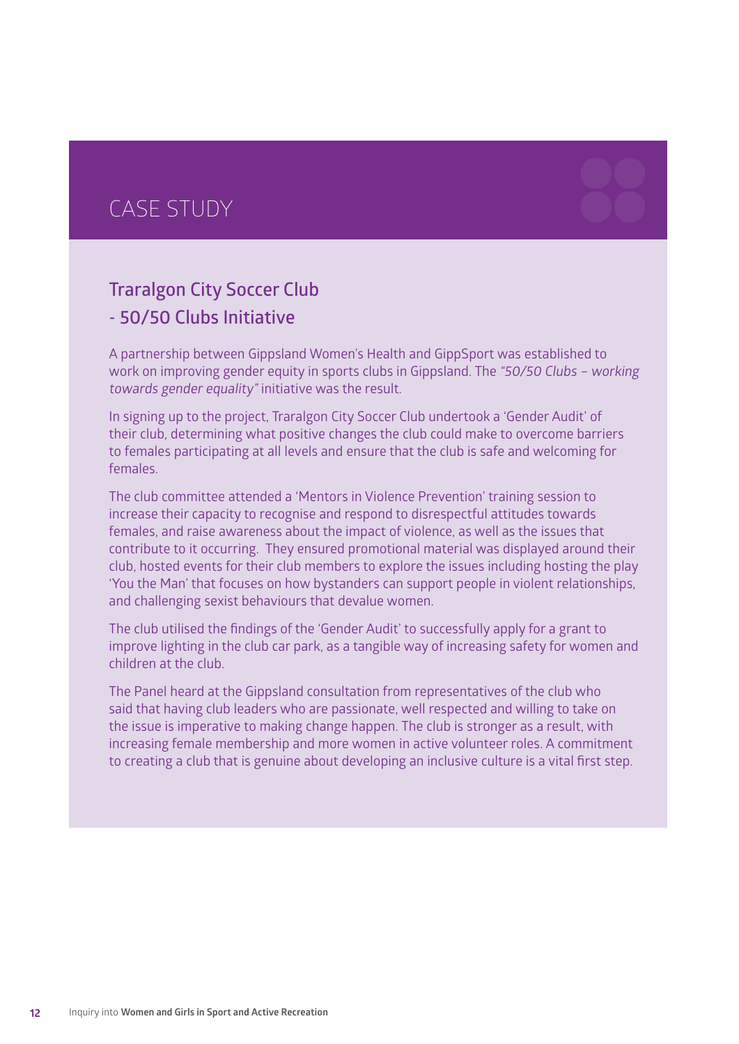## CASE STUDY

### Traralgon City Soccer Club - 50/50 Clubs Initiative

A partnership between Gippsland Women's Health and GippSport was established to work on improving gender equity in sports clubs in Gippsland. The *"50/50 Clubs – working towards gender equality"* initiative was the result.

In signing up to the project, Traralgon City Soccer Club undertook a 'Gender Audit' of their club, determining what positive changes the club could make to overcome barriers to females participating at all levels and ensure that the club is safe and welcoming for females.

The club committee attended a 'Mentors in Violence Prevention' training session to increase their capacity to recognise and respond to disrespectful attitudes towards females, and raise awareness about the impact of violence, as well as the issues that contribute to it occurring. They ensured promotional material was displayed around their club, hosted events for their club members to explore the issues including hosting the play 'You the Man' that focuses on how bystanders can support people in violent relationships, and challenging sexist behaviours that devalue women.

The club utilised the findings of the 'Gender Audit' to successfully apply for a grant to improve lighting in the club car park, as a tangible way of increasing safety for women and children at the club.

The Panel heard at the Gippsland consultation from representatives of the club who said that having club leaders who are passionate, well respected and willing to take on the issue is imperative to making change happen. The club is stronger as a result, with increasing female membership and more women in active volunteer roles. A commitment to creating a club that is genuine about developing an inclusive culture is a vital first step.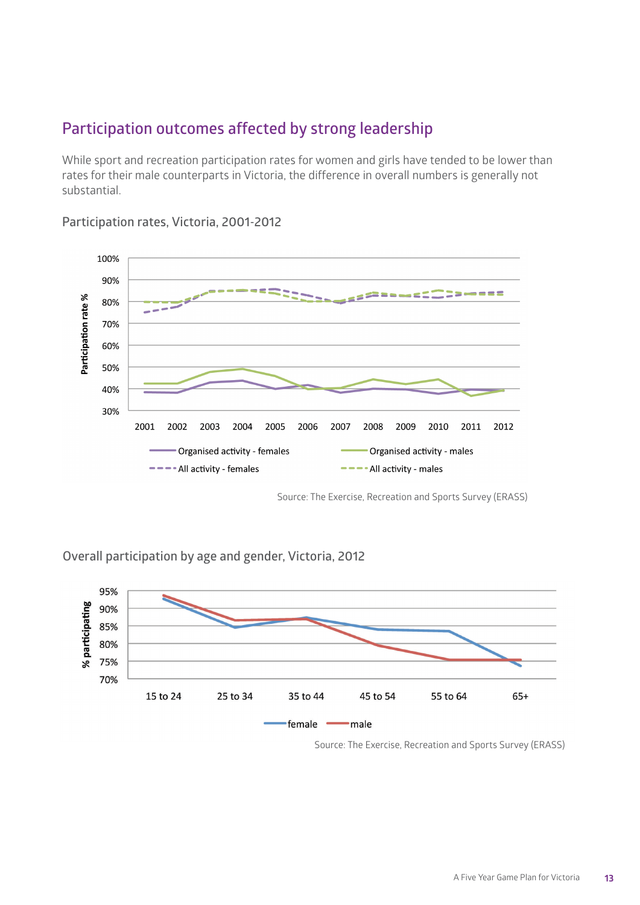## Participation outcomes affected by strong leadership

While sport and recreation participation rates for women and girls have tended to be lower than rates for their male counterparts in Victoria, the difference in overall numbers is generally not substantial.

### Participation rates, Victoria, 2001-2012

Source: The Exercise, Recreation and Sports Survey (ERASS)

### Overall participation by age and gender, Victoria, 2012

Source: The Exercise, Recreation and Sports Survey (ERASS)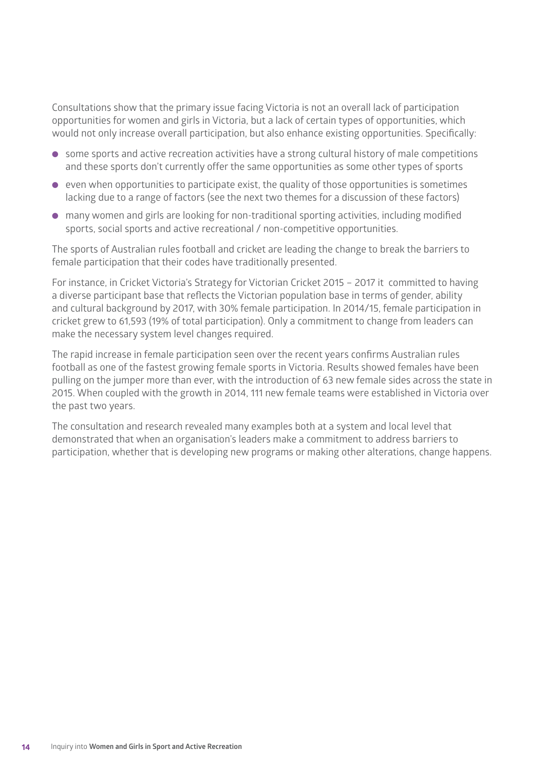Consultations show that the primary issue facing Victoria is not an overall lack of participation opportunities for women and girls in Victoria, but a lack of certain types of opportunities, which would not only increase overall participation, but also enhance existing opportunities. Specifically:

- some sports and active recreation activities have a strong cultural history of male competitions and these sports don't currently offer the same opportunities as some other types of sports
- even when opportunities to participate exist, the quality of those opportunities is sometimes lacking due to a range of factors (see the next two themes for a discussion of these factors)
- many women and girls are looking for non-traditional sporting activities, including modified sports, social sports and active recreational / non-competitive opportunities.

The sports of Australian rules football and cricket are leading the change to break the barriers to female participation that their codes have traditionally presented.

For instance, in Cricket Victoria's Strategy for Victorian Cricket 2015 – 2017 it committed to having a diverse participant base that reflects the Victorian population base in terms of gender, ability and cultural background by 2017, with 30% female participation. In 2014/15, female participation in cricket grew to 61,593 (19% of total participation). Only a commitment to change from leaders can make the necessary system level changes required.

The rapid increase in female participation seen over the recent years confirms Australian rules football as one of the fastest growing female sports in Victoria. Results showed females have been pulling on the jumper more than ever, with the introduction of 63 new female sides across the state in 2015. When coupled with the growth in 2014, 111 new female teams were established in Victoria over the past two years.

The consultation and research revealed many examples both at a system and local level that demonstrated that when an organisation's leaders make a commitment to address barriers to participation, whether that is developing new programs or making other alterations, change happens.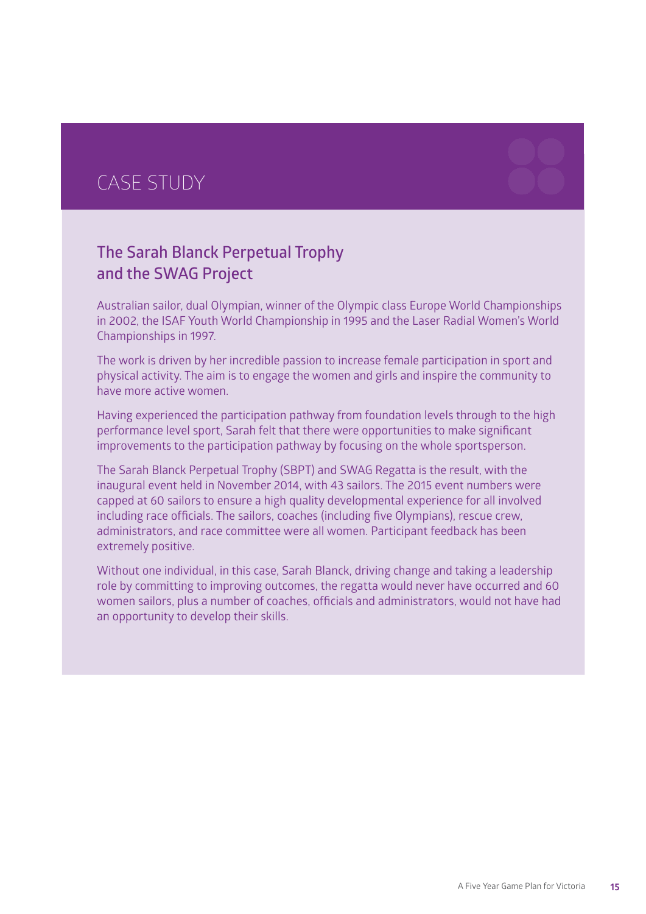## CASE STUDY

### The Sarah Blanck Perpetual Trophy and the SWAG Project

Australian sailor, dual Olympian, winner of the Olympic class Europe World Championships in 2002, the ISAF Youth World Championship in 1995 and the Laser Radial Women's World Championships in 1997.

The work is driven by her incredible passion to increase female participation in sport and physical activity. The aim is to engage the women and girls and inspire the community to have more active women.

Having experienced the participation pathway from foundation levels through to the high performance level sport, Sarah felt that there were opportunities to make significant improvements to the participation pathway by focusing on the whole sportsperson.

The Sarah Blanck Perpetual Trophy (SBPT) and SWAG Regatta is the result, with the inaugural event held in November 2014, with 43 sailors. The 2015 event numbers were capped at 60 sailors to ensure a high quality developmental experience for all involved including race officials. The sailors, coaches (including five Olympians), rescue crew, administrators, and race committee were all women. Participant feedback has been extremely positive.

Without one individual, in this case, Sarah Blanck, driving change and taking a leadership role by committing to improving outcomes, the regatta would never have occurred and 60 women sailors, plus a number of coaches, officials and administrators, would not have had an opportunity to develop their skills.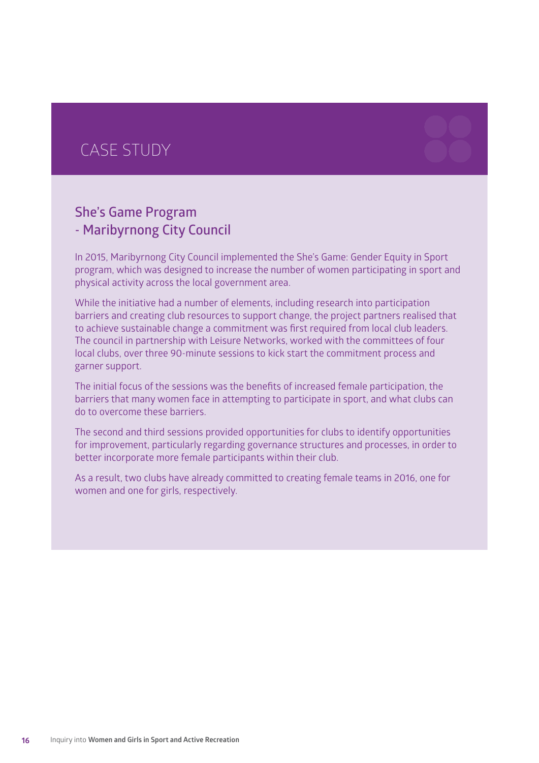## CASE STUDY

### She's Game Program - Maribyrnong City Council

In 2015, Maribyrnong City Council implemented the She's Game: Gender Equity in Sport program, which was designed to increase the number of women participating in sport and physical activity across the local government area.

While the initiative had a number of elements, including research into participation barriers and creating club resources to support change, the project partners realised that to achieve sustainable change a commitment was first required from local club leaders. The council in partnership with Leisure Networks, worked with the committees of four local clubs, over three 90-minute sessions to kick start the commitment process and garner support.

The initial focus of the sessions was the benefits of increased female participation, the barriers that many women face in attempting to participate in sport, and what clubs can do to overcome these barriers.

The second and third sessions provided opportunities for clubs to identify opportunities for improvement, particularly regarding governance structures and processes, in order to better incorporate more female participants within their club.

As a result, two clubs have already committed to creating female teams in 2016, one for women and one for girls, respectively.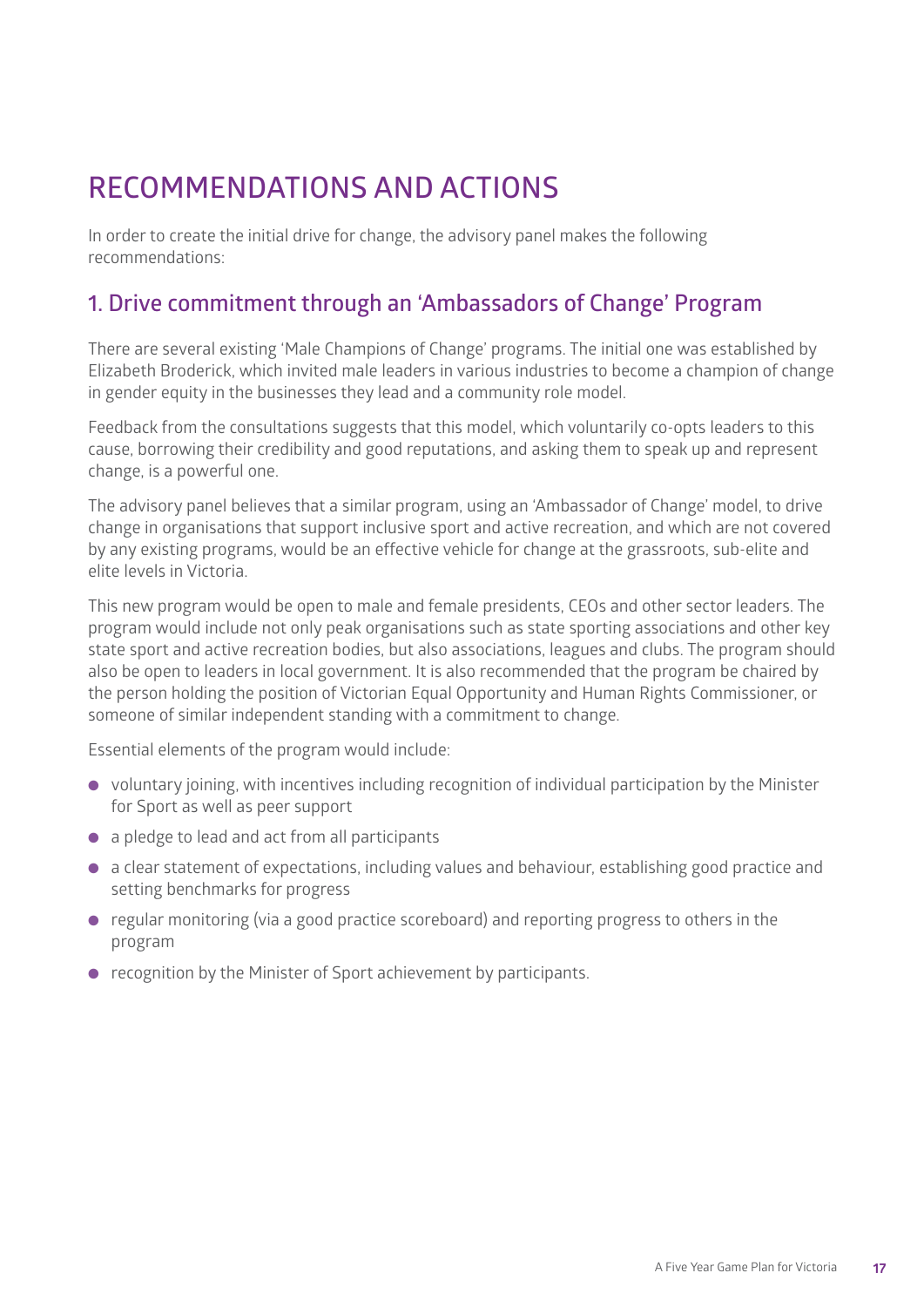# RECOMMENDATIONS AND ACTIONS

In order to create the initial drive for change, the advisory panel makes the following recommendations:

## 1. Drive commitment through an 'Ambassadors of Change' Program

There are several existing 'Male Champions of Change' programs. The initial one was established by Elizabeth Broderick, which invited male leaders in various industries to become a champion of change in gender equity in the businesses they lead and a community role model.

Feedback from the consultations suggests that this model, which voluntarily co-opts leaders to this cause, borrowing their credibility and good reputations, and asking them to speak up and represent change, is a powerful one.

The advisory panel believes that a similar program, using an 'Ambassador of Change' model, to drive change in organisations that support inclusive sport and active recreation, and which are not covered by any existing programs, would be an effective vehicle for change at the grassroots, sub-elite and elite levels in Victoria.

This new program would be open to male and female presidents, CEOs and other sector leaders. The program would include not only peak organisations such as state sporting associations and other key state sport and active recreation bodies, but also associations, leagues and clubs. The program should also be open to leaders in local government. It is also recommended that the program be chaired by the person holding the position of Victorian Equal Opportunity and Human Rights Commissioner, or someone of similar independent standing with a commitment to change.

Essential elements of the program would include:

- voluntary joining, with incentives including recognition of individual participation by the Minister for Sport as well as peer support
- a pledge to lead and act from all participants
- a clear statement of expectations, including values and behaviour, establishing good practice and setting benchmarks for progress
- regular monitoring (via a good practice scoreboard) and reporting progress to others in the program
- recognition by the Minister of Sport achievement by participants.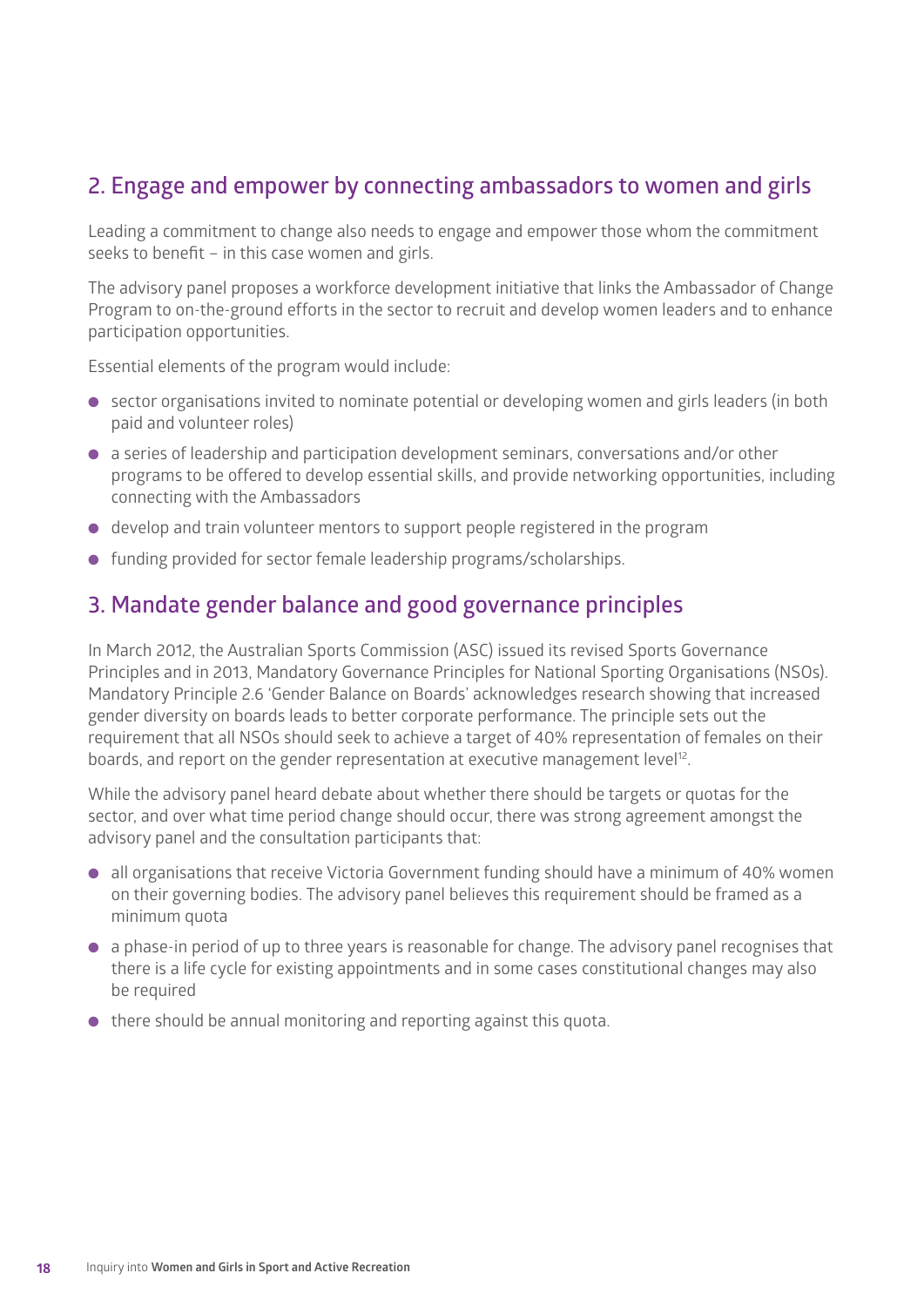## 2. Engage and empower by connecting ambassadors to women and girls

Leading a commitment to change also needs to engage and empower those whom the commitment seeks to benefit – in this case women and girls.

The advisory panel proposes a workforce development initiative that links the Ambassador of Change Program to on-the-ground efforts in the sector to recruit and develop women leaders and to enhance participation opportunities.

Essential elements of the program would include:

- sector organisations invited to nominate potential or developing women and girls leaders (in both paid and volunteer roles)
- a series of leadership and participation development seminars, conversations and/or other programs to be offered to develop essential skills, and provide networking opportunities, including connecting with the Ambassadors
- develop and train volunteer mentors to support people registered in the program
- funding provided for sector female leadership programs/scholarships.

## 3. Mandate gender balance and good governance principles

In March 2012, the Australian Sports Commission (ASC) issued its revised Sports Governance Principles and in 2013, Mandatory Governance Principles for National Sporting Organisations (NSOs). Mandatory Principle 2.6 'Gender Balance on Boards' acknowledges research showing that increased gender diversity on boards leads to better corporate performance. The principle sets out the requirement that all NSOs should seek to achieve a target of 40% representation of females on their boards, and report on the gender representation at executive management level[12].

While the advisory panel heard debate about whether there should be targets or quotas for the sector, and over what time period change should occur, there was strong agreement amongst the advisory panel and the consultation participants that:

- all organisations that receive Victoria Government funding should have a minimum of 40% women on their governing bodies. The advisory panel believes this requirement should be framed as a minimum quota
- a phase-in period of up to three years is reasonable for change. The advisory panel recognises that there is a life cycle for existing appointments and in some cases constitutional changes may also be required
- there should be annual monitoring and reporting against this quota.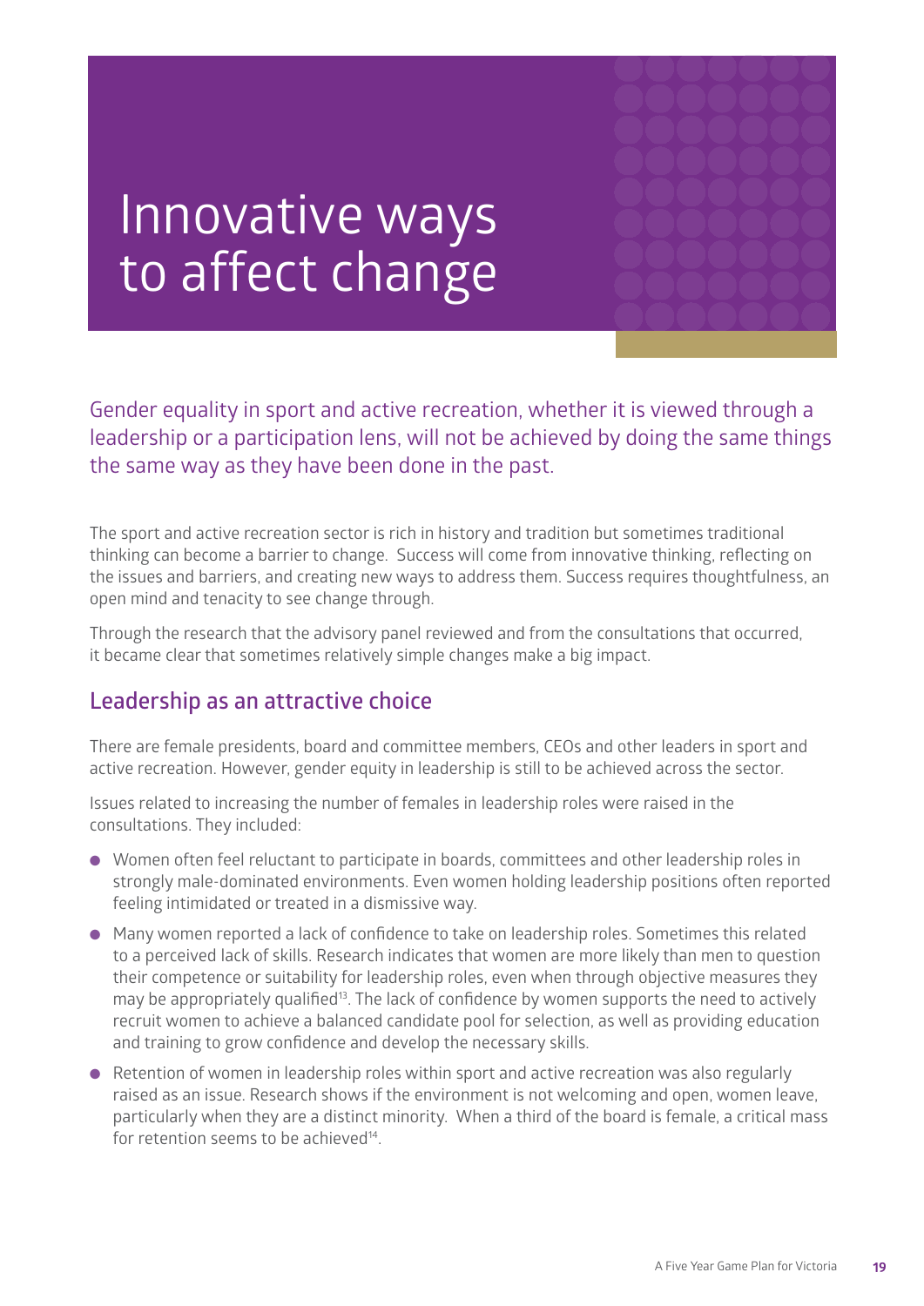# Innovative ways to affect change

Gender equality in sport and active recreation, whether it is viewed through a leadership or a participation lens, will not be achieved by doing the same things the same way as they have been done in the past.

The sport and active recreation sector is rich in history and tradition but sometimes traditional thinking can become a barrier to change. Success will come from innovative thinking, reflecting on the issues and barriers, and creating new ways to address them. Success requires thoughtfulness, an open mind and tenacity to see change through.

Through the research that the advisory panel reviewed and from the consultations that occurred, it became clear that sometimes relatively simple changes make a big impact.

## Leadership as an attractive choice

There are female presidents, board and committee members, CEOs and other leaders in sport and active recreation. However, gender equity in leadership is still to be achieved across the sector.

Issues related to increasing the number of females in leadership roles were raised in the consultations. They included:

- Women often feel reluctant to participate in boards, committees and other leadership roles in strongly male-dominated environments. Even women holding leadership positions often reported feeling intimidated or treated in a dismissive way.
- Many women reported a lack of confidence to take on leadership roles. Sometimes this related to a perceived lack of skills. Research indicates that women are more likely than men to question their competence or suitability for leadership roles, even when through objective measures they may be appropriately qualified[13]. The lack of confidence by women supports the need to actively recruit women to achieve a balanced candidate pool for selection, as well as providing education and training to grow confidence and develop the necessary skills.
- Retention of women in leadership roles within sport and active recreation was also regularly raised as an issue. Research shows if the environment is not welcoming and open, women leave, particularly when they are a distinct minority. When a third of the board is female, a critical mass for retention seems to be achieved[14].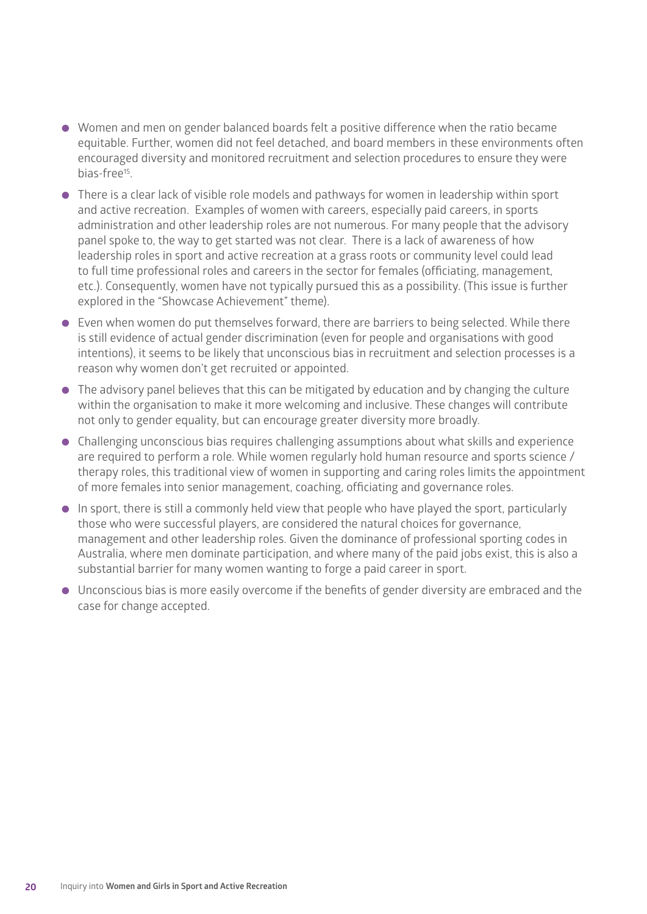- Women and men on gender balanced boards felt a positive difference when the ratio became equitable. Further, women did not feel detached, and board members in these environments often encouraged diversity and monitored recruitment and selection procedures to ensure they were bias-free[15].
- There is a clear lack of visible role models and pathways for women in leadership within sport and active recreation. Examples of women with careers, especially paid careers, in sports administration and other leadership roles are not numerous. For many people that the advisory panel spoke to, the way to get started was not clear. There is a lack of awareness of how leadership roles in sport and active recreation at a grass roots or community level could lead to full time professional roles and careers in the sector for females (officiating, management, etc.). Consequently, women have not typically pursued this as a possibility. (This issue is further explored in the "Showcase Achievement" theme).
- Even when women do put themselves forward, there are barriers to being selected. While there is still evidence of actual gender discrimination (even for people and organisations with good intentions), it seems to be likely that unconscious bias in recruitment and selection processes is a reason why women don't get recruited or appointed.
- The advisory panel believes that this can be mitigated by education and by changing the culture within the organisation to make it more welcoming and inclusive. These changes will contribute not only to gender equality, but can encourage greater diversity more broadly.
- Challenging unconscious bias requires challenging assumptions about what skills and experience are required to perform a role. While women regularly hold human resource and sports science / therapy roles, this traditional view of women in supporting and caring roles limits the appointment of more females into senior management, coaching, officiating and governance roles.
- In sport, there is still a commonly held view that people who have played the sport, particularly those who were successful players, are considered the natural choices for governance, management and other leadership roles. Given the dominance of professional sporting codes in Australia, where men dominate participation, and where many of the paid jobs exist, this is also a substantial barrier for many women wanting to forge a paid career in sport.
- Unconscious bias is more easily overcome if the benefits of gender diversity are embraced and the case for change accepted.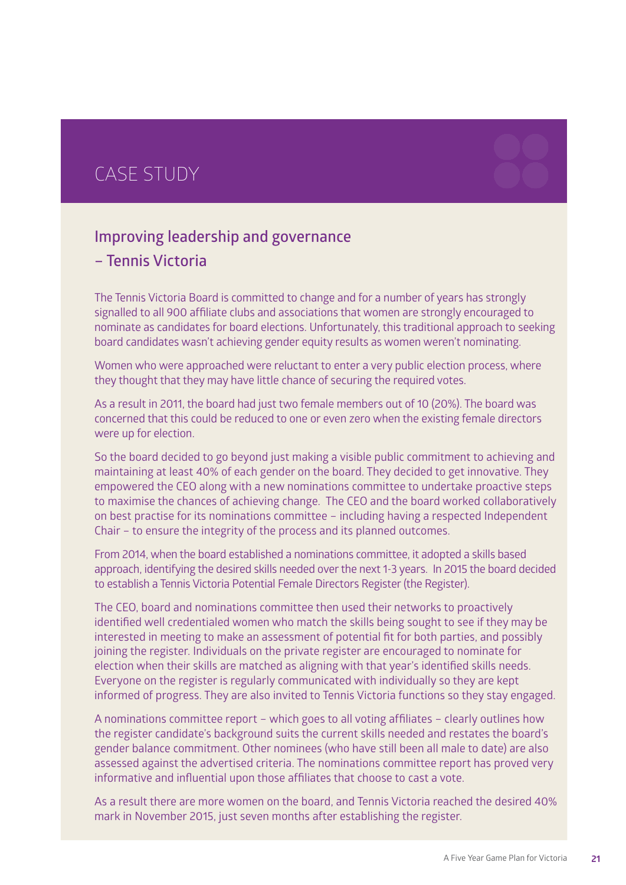# CASE STUDY

## Improving leadership and governance – Tennis Victoria

The Tennis Victoria Board is committed to change and for a number of years has strongly signalled to all 900 affiliate clubs and associations that women are strongly encouraged to nominate as candidates for board elections. Unfortunately, this traditional approach to seeking board candidates wasn't achieving gender equity results as women weren't nominating.

Women who were approached were reluctant to enter a very public election process, where they thought that they may have little chance of securing the required votes.

As a result in 2011, the board had just two female members out of 10 (20%). The board was concerned that this could be reduced to one or even zero when the existing female directors were up for election.

So the board decided to go beyond just making a visible public commitment to achieving and maintaining at least 40% of each gender on the board. They decided to get innovative. They empowered the CEO along with a new nominations committee to undertake proactive steps to maximise the chances of achieving change. The CEO and the board worked collaboratively on best practise for its nominations committee – including having a respected Independent Chair – to ensure the integrity of the process and its planned outcomes.

From 2014, when the board established a nominations committee, it adopted a skills based approach, identifying the desired skills needed over the next 1-3 years. In 2015 the board decided to establish a Tennis Victoria Potential Female Directors Register (the Register).

The CEO, board and nominations committee then used their networks to proactively identified well credentialed women who match the skills being sought to see if they may be interested in meeting to make an assessment of potential fit for both parties, and possibly joining the register. Individuals on the private register are encouraged to nominate for election when their skills are matched as aligning with that year's identified skills needs. Everyone on the register is regularly communicated with individually so they are kept informed of progress. They are also invited to Tennis Victoria functions so they stay engaged.

A nominations committee report – which goes to all voting affiliates – clearly outlines how the register candidate's background suits the current skills needed and restates the board's gender balance commitment. Other nominees (who have still been all male to date) are also assessed against the advertised criteria. The nominations committee report has proved very informative and influential upon those affiliates that choose to cast a vote.

As a result there are more women on the board, and Tennis Victoria reached the desired 40% mark in November 2015, just seven months after establishing the register.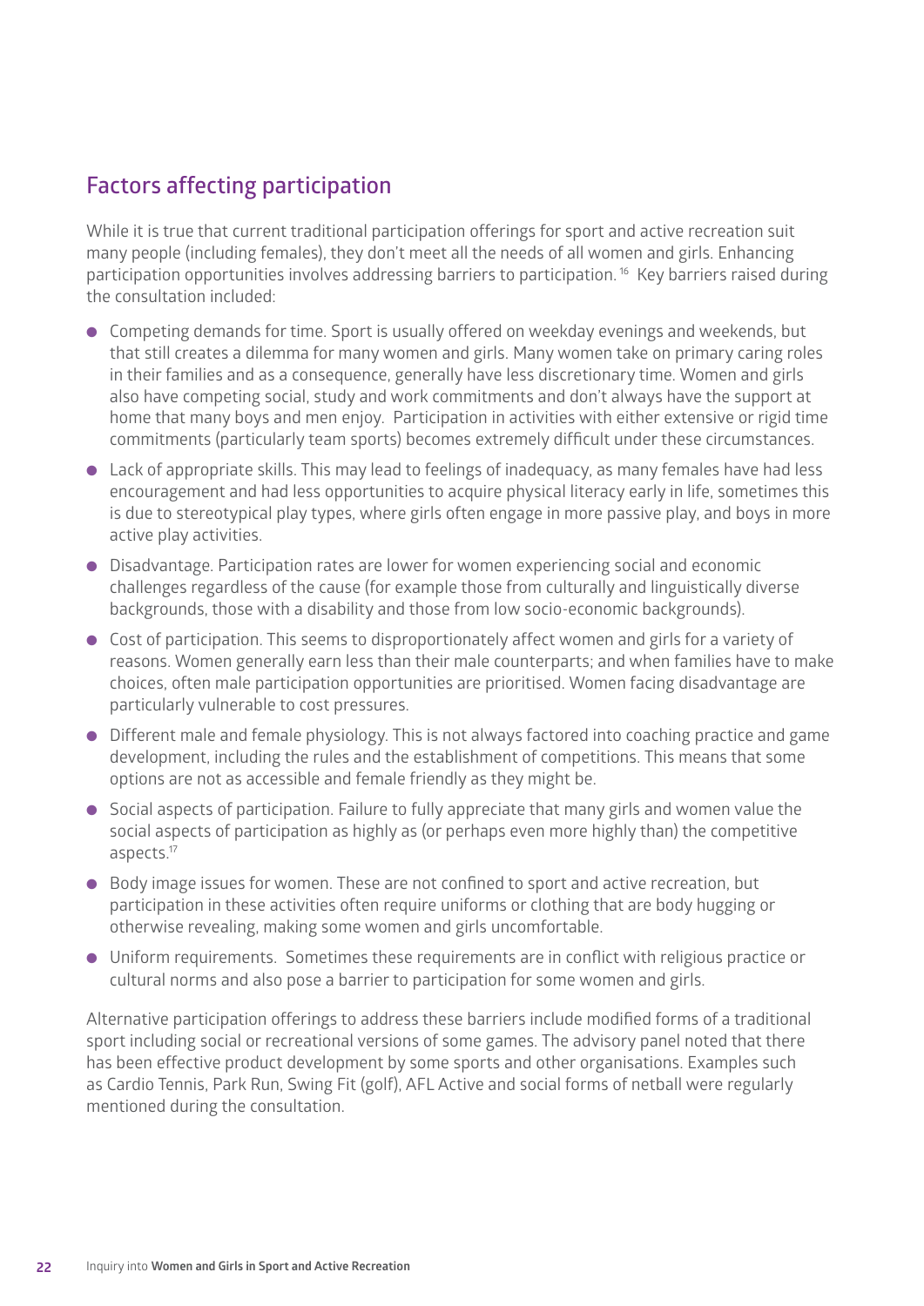## Factors affecting participation

While it is true that current traditional participation offerings for sport and active recreation suit many people (including females), they don't meet all the needs of all women and girls. Enhancing participation opportunities involves addressing barriers to participation.[16] Key barriers raised during the consultation included:

- Competing demands for time. Sport is usually offered on weekday evenings and weekends, but that still creates a dilemma for many women and girls. Many women take on primary caring roles in their families and as a consequence, generally have less discretionary time. Women and girls also have competing social, study and work commitments and don't always have the support at home that many boys and men enjoy. Participation in activities with either extensive or rigid time commitments (particularly team sports) becomes extremely difficult under these circumstances.
- Lack of appropriate skills. This may lead to feelings of inadequacy, as many females have had less encouragement and had less opportunities to acquire physical literacy early in life, sometimes this is due to stereotypical play types, where girls often engage in more passive play, and boys in more active play activities.
- Disadvantage. Participation rates are lower for women experiencing social and economic challenges regardless of the cause (for example those from culturally and linguistically diverse backgrounds, those with a disability and those from low socio-economic backgrounds).
- Cost of participation. This seems to disproportionately affect women and girls for a variety of reasons. Women generally earn less than their male counterparts; and when families have to make choices, often male participation opportunities are prioritised. Women facing disadvantage are particularly vulnerable to cost pressures.
- Different male and female physiology. This is not always factored into coaching practice and game development, including the rules and the establishment of competitions. This means that some options are not as accessible and female friendly as they might be.
- Social aspects of participation. Failure to fully appreciate that many girls and women value the social aspects of participation as highly as (or perhaps even more highly than) the competitive aspects.[17]
- Body image issues for women. These are not confined to sport and active recreation, but participation in these activities often require uniforms or clothing that are body hugging or otherwise revealing, making some women and girls uncomfortable.
- Uniform requirements. Sometimes these requirements are in conflict with religious practice or cultural norms and also pose a barrier to participation for some women and girls.

Alternative participation offerings to address these barriers include modified forms of a traditional sport including social or recreational versions of some games. The advisory panel noted that there has been effective product development by some sports and other organisations. Examples such as Cardio Tennis, Park Run, Swing Fit (golf), AFL Active and social forms of netball were regularly mentioned during the consultation.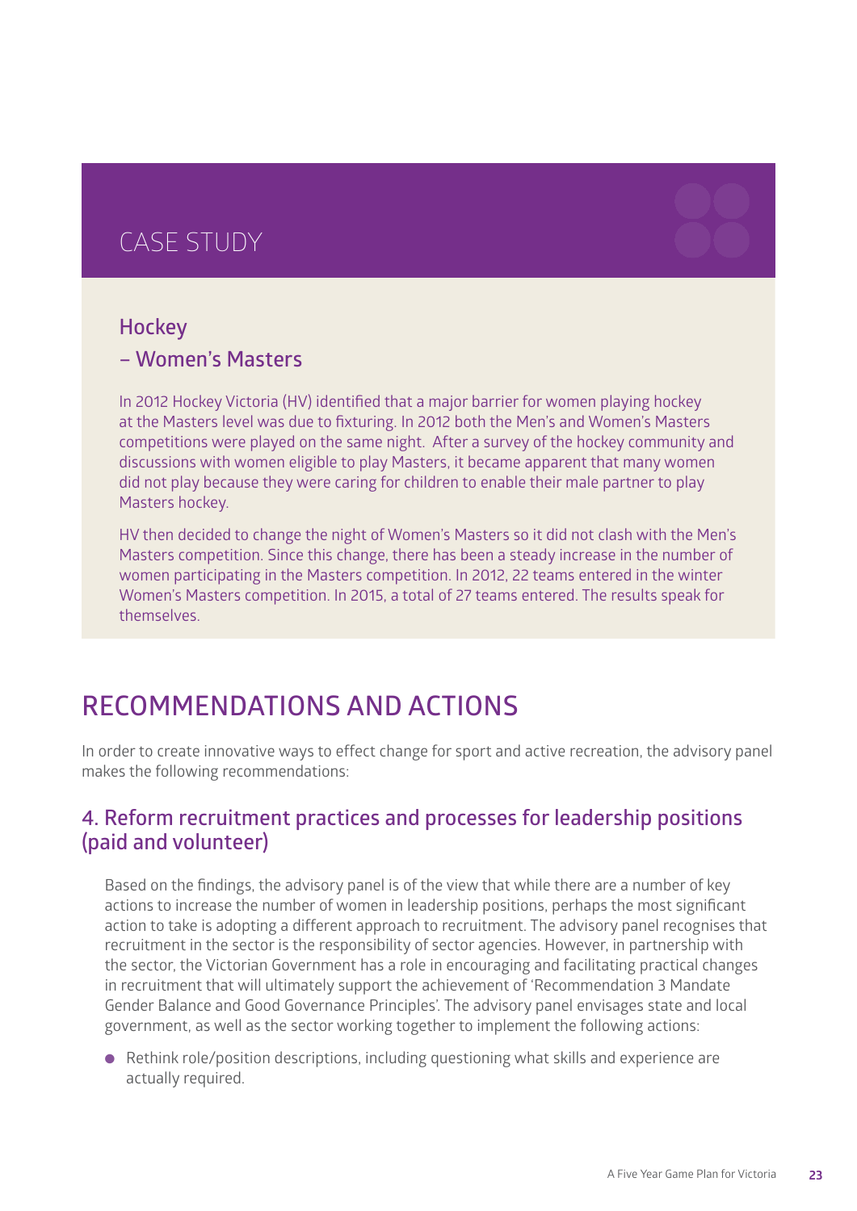## CASE STUDY

### Hockey – Women's Masters

In 2012 Hockey Victoria (HV) identified that a major barrier for women playing hockey at the Masters level was due to fixturing. In 2012 both the Men's and Women's Masters competitions were played on the same night. After a survey of the hockey community and discussions with women eligible to play Masters, it became apparent that many women did not play because they were caring for children to enable their male partner to play Masters hockey.

HV then decided to change the night of Women's Masters so it did not clash with the Men's Masters competition. Since this change, there has been a steady increase in the number of women participating in the Masters competition. In 2012, 22 teams entered in the winter Women's Masters competition. In 2015, a total of 27 teams entered. The results speak for themselves.

# RECOMMENDATIONS AND ACTIONS

In order to create innovative ways to effect change for sport and active recreation, the advisory panel makes the following recommendations:

## 4. Reform recruitment practices and processes for leadership positions (paid and volunteer)

Based on the findings, the advisory panel is of the view that while there are a number of key actions to increase the number of women in leadership positions, perhaps the most significant action to take is adopting a different approach to recruitment. The advisory panel recognises that recruitment in the sector is the responsibility of sector agencies. However, in partnership with the sector, the Victorian Government has a role in encouraging and facilitating practical changes in recruitment that will ultimately support the achievement of 'Recommendation 3 Mandate Gender Balance and Good Governance Principles'. The advisory panel envisages state and local government, as well as the sector working together to implement the following actions:

- Rethink role/position descriptions, including questioning what skills and experience are actually required.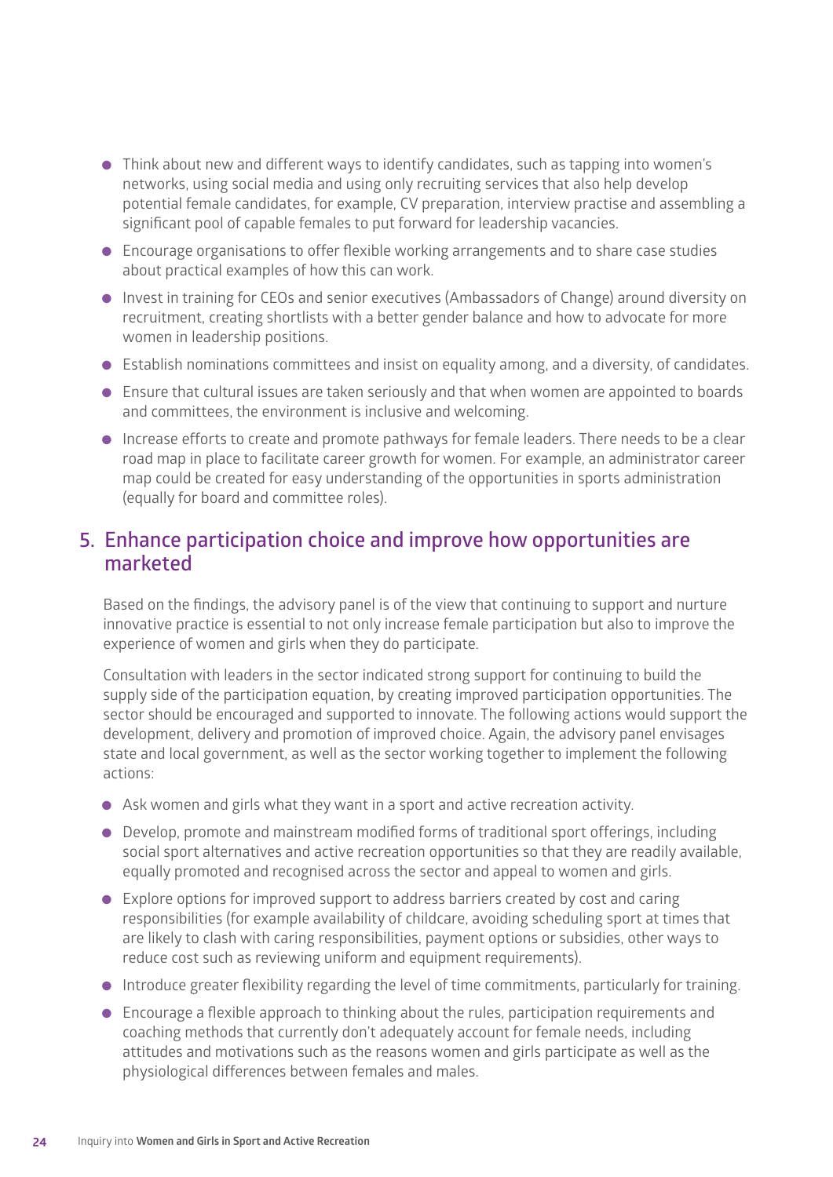- Think about new and different ways to identify candidates, such as tapping into women's networks, using social media and using only recruiting services that also help develop potential female candidates, for example, CV preparation, interview practise and assembling a significant pool of capable females to put forward for leadership vacancies.
- Encourage organisations to offer flexible working arrangements and to share case studies about practical examples of how this can work.
- Invest in training for CEOs and senior executives (Ambassadors of Change) around diversity on recruitment, creating shortlists with a better gender balance and how to advocate for more women in leadership positions.
- Establish nominations committees and insist on equality among, and a diversity, of candidates.
- Ensure that cultural issues are taken seriously and that when women are appointed to boards and committees, the environment is inclusive and welcoming.
- Increase efforts to create and promote pathways for female leaders. There needs to be a clear road map in place to facilitate career growth for women. For example, an administrator career map could be created for easy understanding of the opportunities in sports administration (equally for board and committee roles).

## 5. Enhance participation choice and improve how opportunities are marketed

Based on the findings, the advisory panel is of the view that continuing to support and nurture innovative practice is essential to not only increase female participation but also to improve the experience of women and girls when they do participate.

Consultation with leaders in the sector indicated strong support for continuing to build the supply side of the participation equation, by creating improved participation opportunities. The sector should be encouraged and supported to innovate. The following actions would support the development, delivery and promotion of improved choice. Again, the advisory panel envisages state and local government, as well as the sector working together to implement the following actions:

- Ask women and girls what they want in a sport and active recreation activity.
- Develop, promote and mainstream modified forms of traditional sport offerings, including social sport alternatives and active recreation opportunities so that they are readily available, equally promoted and recognised across the sector and appeal to women and girls.
- Explore options for improved support to address barriers created by cost and caring responsibilities (for example availability of childcare, avoiding scheduling sport at times that are likely to clash with caring responsibilities, payment options or subsidies, other ways to reduce cost such as reviewing uniform and equipment requirements).
- Introduce greater flexibility regarding the level of time commitments, particularly for training.
- Encourage a flexible approach to thinking about the rules, participation requirements and coaching methods that currently don't adequately account for female needs, including attitudes and motivations such as the reasons women and girls participate as well as the physiological differences between females and males.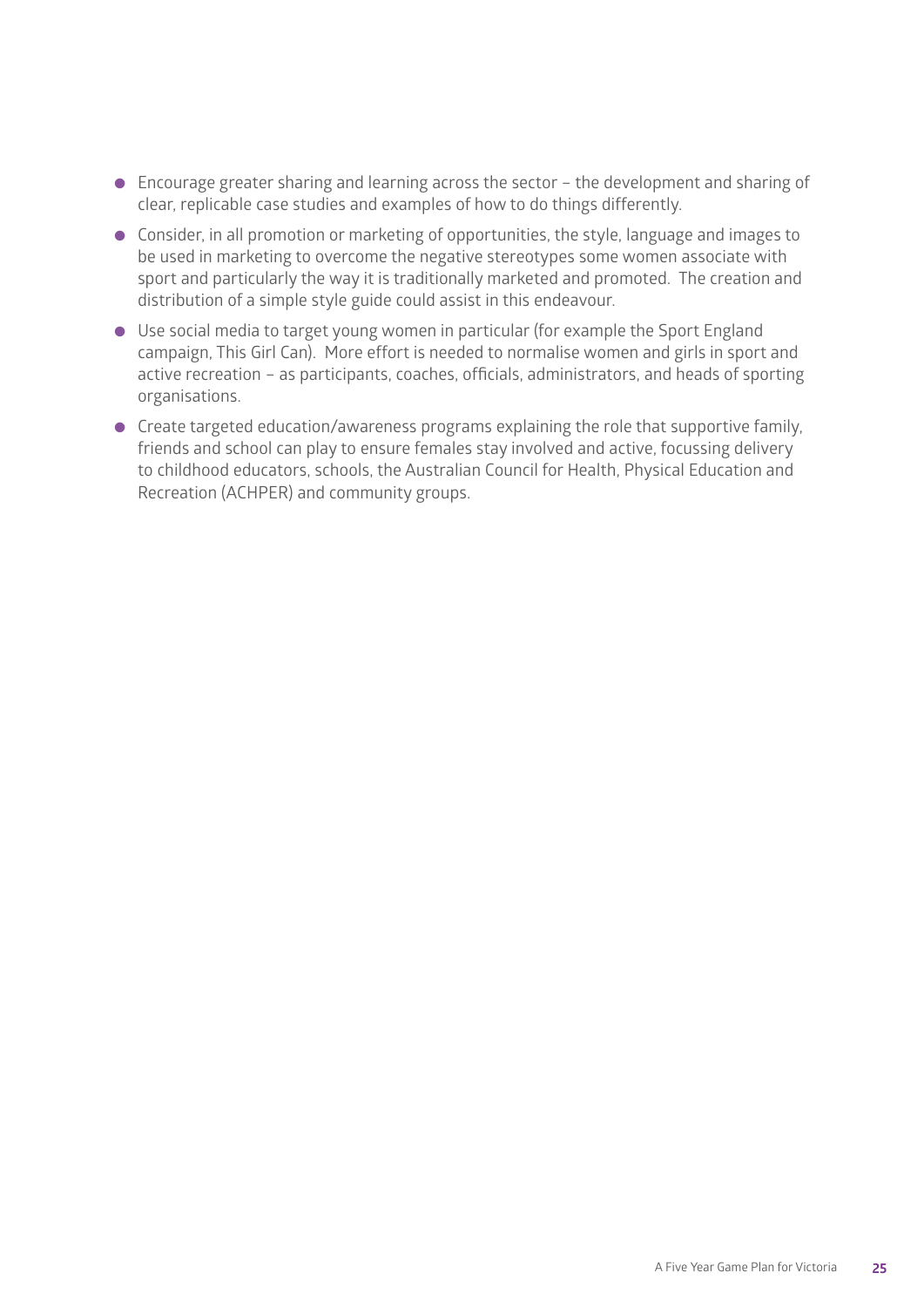- Encourage greater sharing and learning across the sector – the development and sharing of clear, replicable case studies and examples of how to do things differently.
- Consider, in all promotion or marketing of opportunities, the style, language and images to be used in marketing to overcome the negative stereotypes some women associate with sport and particularly the way it is traditionally marketed and promoted. The creation and distribution of a simple style guide could assist in this endeavour.
- Use social media to target young women in particular (for example the Sport England campaign, This Girl Can). More effort is needed to normalise women and girls in sport and active recreation – as participants, coaches, officials, administrators, and heads of sporting organisations.
- Create targeted education/awareness programs explaining the role that supportive family, friends and school can play to ensure females stay involved and active, focussing delivery to childhood educators, schools, the Australian Council for Health, Physical Education and Recreation (ACHPER) and community groups.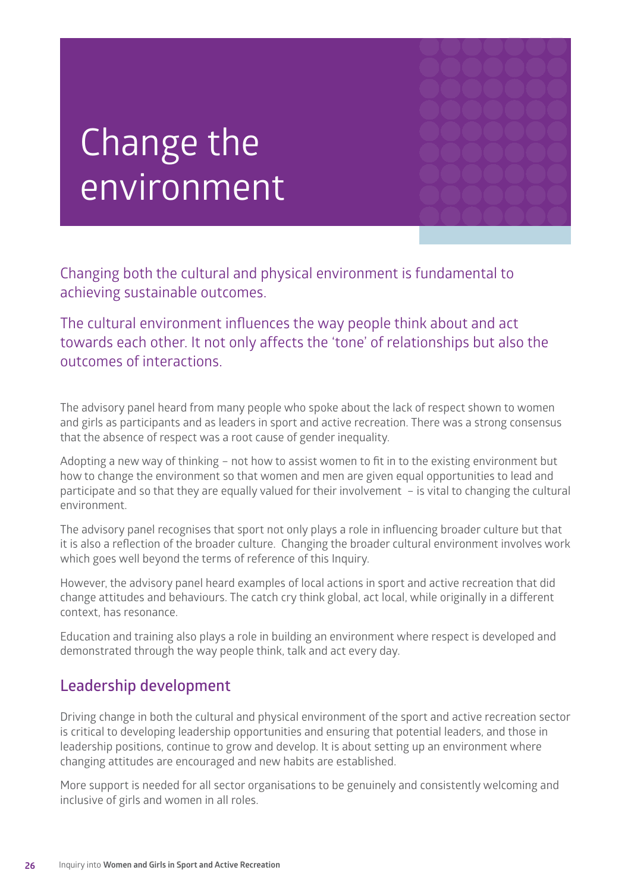# Change the environment

Changing both the cultural and physical environment is fundamental to achieving sustainable outcomes.

The cultural environment influences the way people think about and act towards each other. It not only affects the 'tone' of relationships but also the outcomes of interactions.

The advisory panel heard from many people who spoke about the lack of respect shown to women and girls as participants and as leaders in sport and active recreation. There was a strong consensus that the absence of respect was a root cause of gender inequality.

Adopting a new way of thinking – not how to assist women to fit in to the existing environment but how to change the environment so that women and men are given equal opportunities to lead and participate and so that they are equally valued for their involvement – is vital to changing the cultural environment.

The advisory panel recognises that sport not only plays a role in influencing broader culture but that it is also a reflection of the broader culture. Changing the broader cultural environment involves work which goes well beyond the terms of reference of this Inquiry.

However, the advisory panel heard examples of local actions in sport and active recreation that did change attitudes and behaviours. The catch cry think global, act local, while originally in a different context, has resonance.

Education and training also plays a role in building an environment where respect is developed and demonstrated through the way people think, talk and act every day.

## Leadership development

Driving change in both the cultural and physical environment of the sport and active recreation sector is critical to developing leadership opportunities and ensuring that potential leaders, and those in leadership positions, continue to grow and develop. It is about setting up an environment where changing attitudes are encouraged and new habits are established.

More support is needed for all sector organisations to be genuinely and consistently welcoming and inclusive of girls and women in all roles.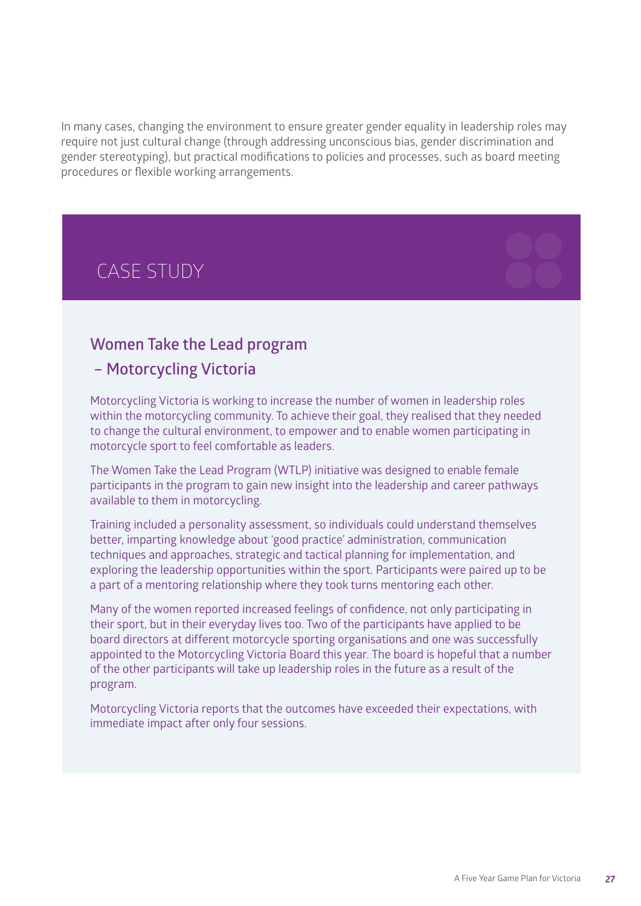In many cases, changing the environment to ensure greater gender equality in leadership roles may require not just cultural change (through addressing unconscious bias, gender discrimination and gender stereotyping), but practical modifications to policies and processes, such as board meeting procedures or flexible working arrangements.

## CASE STUDY

### Women Take the Lead program – Motorcycling Victoria

Motorcycling Victoria is working to increase the number of women in leadership roles within the motorcycling community. To achieve their goal, they realised that they needed to change the cultural environment, to empower and to enable women participating in motorcycle sport to feel comfortable as leaders.

The Women Take the Lead Program (WTLP) initiative was designed to enable female participants in the program to gain new insight into the leadership and career pathways available to them in motorcycling.

Training included a personality assessment, so individuals could understand themselves better, imparting knowledge about 'good practice' administration, communication techniques and approaches, strategic and tactical planning for implementation, and exploring the leadership opportunities within the sport. Participants were paired up to be a part of a mentoring relationship where they took turns mentoring each other.

Many of the women reported increased feelings of confidence, not only participating in their sport, but in their everyday lives too. Two of the participants have applied to be board directors at different motorcycle sporting organisations and one was successfully appointed to the Motorcycling Victoria Board this year. The board is hopeful that a number of the other participants will take up leadership roles in the future as a result of the program.

Motorcycling Victoria reports that the outcomes have exceeded their expectations, with immediate impact after only four sessions.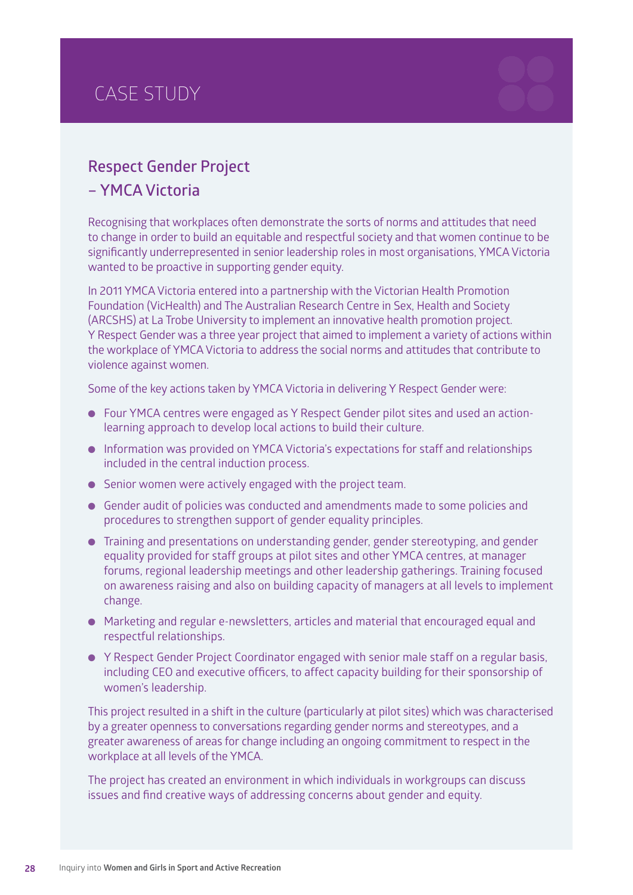# CASE STUDY

## Respect Gender Project – YMCA Victoria

Recognising that workplaces often demonstrate the sorts of norms and attitudes that need to change in order to build an equitable and respectful society and that women continue to be significantly underrepresented in senior leadership roles in most organisations, YMCA Victoria wanted to be proactive in supporting gender equity.

In 2011 YMCA Victoria entered into a partnership with the Victorian Health Promotion Foundation (VicHealth) and The Australian Research Centre in Sex, Health and Society (ARCSHS) at La Trobe University to implement an innovative health promotion project. Y Respect Gender was a three year project that aimed to implement a variety of actions within the workplace of YMCA Victoria to address the social norms and attitudes that contribute to violence against women.

Some of the key actions taken by YMCA Victoria in delivering Y Respect Gender were:

- Four YMCA centres were engaged as Y Respect Gender pilot sites and used an action-learning approach to develop local actions to build their culture.
- Information was provided on YMCA Victoria's expectations for staff and relationships included in the central induction process.
- Senior women were actively engaged with the project team.
- Gender audit of policies was conducted and amendments made to some policies and procedures to strengthen support of gender equality principles.
- Training and presentations on understanding gender, gender stereotyping, and gender equality provided for staff groups at pilot sites and other YMCA centres, at manager forums, regional leadership meetings and other leadership gatherings. Training focused on awareness raising and also on building capacity of managers at all levels to implement change.
- Marketing and regular e-newsletters, articles and material that encouraged equal and respectful relationships.
- Y Respect Gender Project Coordinator engaged with senior male staff on a regular basis, including CEO and executive officers, to affect capacity building for their sponsorship of women's leadership.

This project resulted in a shift in the culture (particularly at pilot sites) which was characterised by a greater openness to conversations regarding gender norms and stereotypes, and a greater awareness of areas for change including an ongoing commitment to respect in the workplace at all levels of the YMCA.

The project has created an environment in which individuals in workgroups can discuss issues and find creative ways of addressing concerns about gender and equity.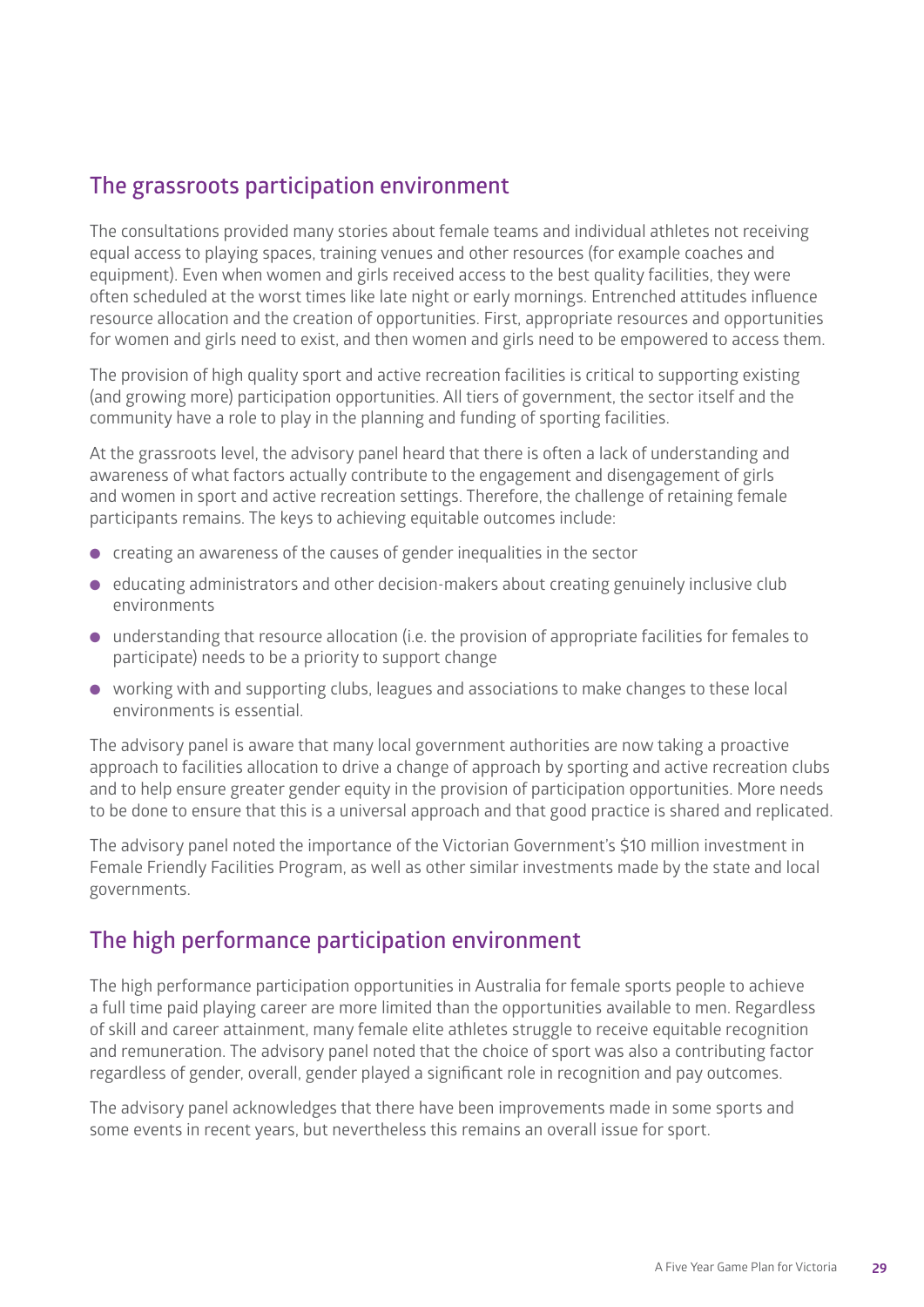## The grassroots participation environment

The consultations provided many stories about female teams and individual athletes not receiving equal access to playing spaces, training venues and other resources (for example coaches and equipment). Even when women and girls received access to the best quality facilities, they were often scheduled at the worst times like late night or early mornings. Entrenched attitudes influence resource allocation and the creation of opportunities. First, appropriate resources and opportunities for women and girls need to exist, and then women and girls need to be empowered to access them.

The provision of high quality sport and active recreation facilities is critical to supporting existing (and growing more) participation opportunities. All tiers of government, the sector itself and the community have a role to play in the planning and funding of sporting facilities.

At the grassroots level, the advisory panel heard that there is often a lack of understanding and awareness of what factors actually contribute to the engagement and disengagement of girls and women in sport and active recreation settings. Therefore, the challenge of retaining female participants remains. The keys to achieving equitable outcomes include:

- creating an awareness of the causes of gender inequalities in the sector
- educating administrators and other decision-makers about creating genuinely inclusive club environments
- understanding that resource allocation (i.e. the provision of appropriate facilities for females to participate) needs to be a priority to support change
- working with and supporting clubs, leagues and associations to make changes to these local environments is essential.

The advisory panel is aware that many local government authorities are now taking a proactive approach to facilities allocation to drive a change of approach by sporting and active recreation clubs and to help ensure greater gender equity in the provision of participation opportunities. More needs to be done to ensure that this is a universal approach and that good practice is shared and replicated.

The advisory panel noted the importance of the Victorian Government's $10 million investment in Female Friendly Facilities Program, as well as other similar investments made by the state and local governments.

## The high performance participation environment

The high performance participation opportunities in Australia for female sports people to achieve a full time paid playing career are more limited than the opportunities available to men. Regardless of skill and career attainment, many female elite athletes struggle to receive equitable recognition and remuneration. The advisory panel noted that the choice of sport was also a contributing factor regardless of gender, overall, gender played a significant role in recognition and pay outcomes.

The advisory panel acknowledges that there have been improvements made in some sports and some events in recent years, but nevertheless this remains an overall issue for sport.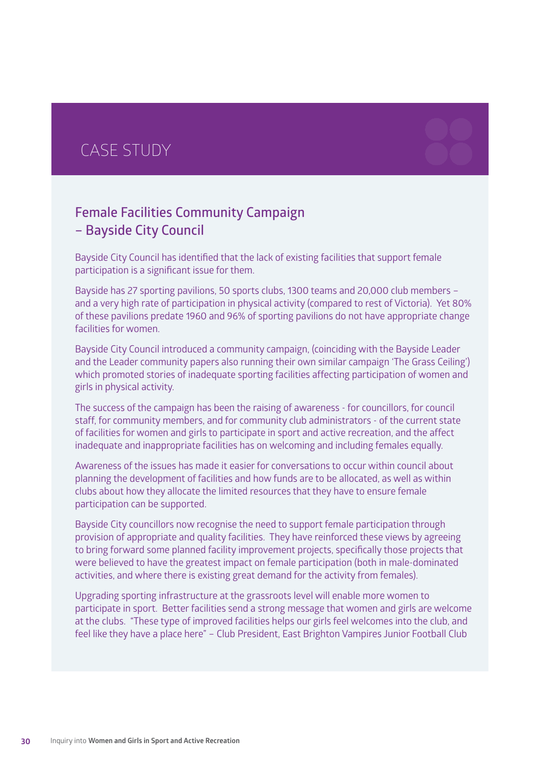## CASE STUDY

### Female Facilities Community Campaign – Bayside City Council

Bayside City Council has identified that the lack of existing facilities that support female participation is a significant issue for them.

Bayside has 27 sporting pavilions, 50 sports clubs, 1300 teams and 20,000 club members – and a very high rate of participation in physical activity (compared to rest of Victoria). Yet 80% of these pavilions predate 1960 and 96% of sporting pavilions do not have appropriate change facilities for women.

Bayside City Council introduced a community campaign, (coinciding with the Bayside Leader and the Leader community papers also running their own similar campaign 'The Grass Ceiling') which promoted stories of inadequate sporting facilities affecting participation of women and girls in physical activity.

The success of the campaign has been the raising of awareness - for councillors, for council staff, for community members, and for community club administrators - of the current state of facilities for women and girls to participate in sport and active recreation, and the affect inadequate and inappropriate facilities has on welcoming and including females equally.

Awareness of the issues has made it easier for conversations to occur within council about planning the development of facilities and how funds are to be allocated, as well as within clubs about how they allocate the limited resources that they have to ensure female participation can be supported.

Bayside City councillors now recognise the need to support female participation through provision of appropriate and quality facilities. They have reinforced these views by agreeing to bring forward some planned facility improvement projects, specifically those projects that were believed to have the greatest impact on female participation (both in male-dominated activities, and where there is existing great demand for the activity from females).

Upgrading sporting infrastructure at the grassroots level will enable more women to participate in sport. Better facilities send a strong message that women and girls are welcome at the clubs. "These type of improved facilities helps our girls feel welcomes into the club, and feel like they have a place here" – Club President, East Brighton Vampires Junior Football Club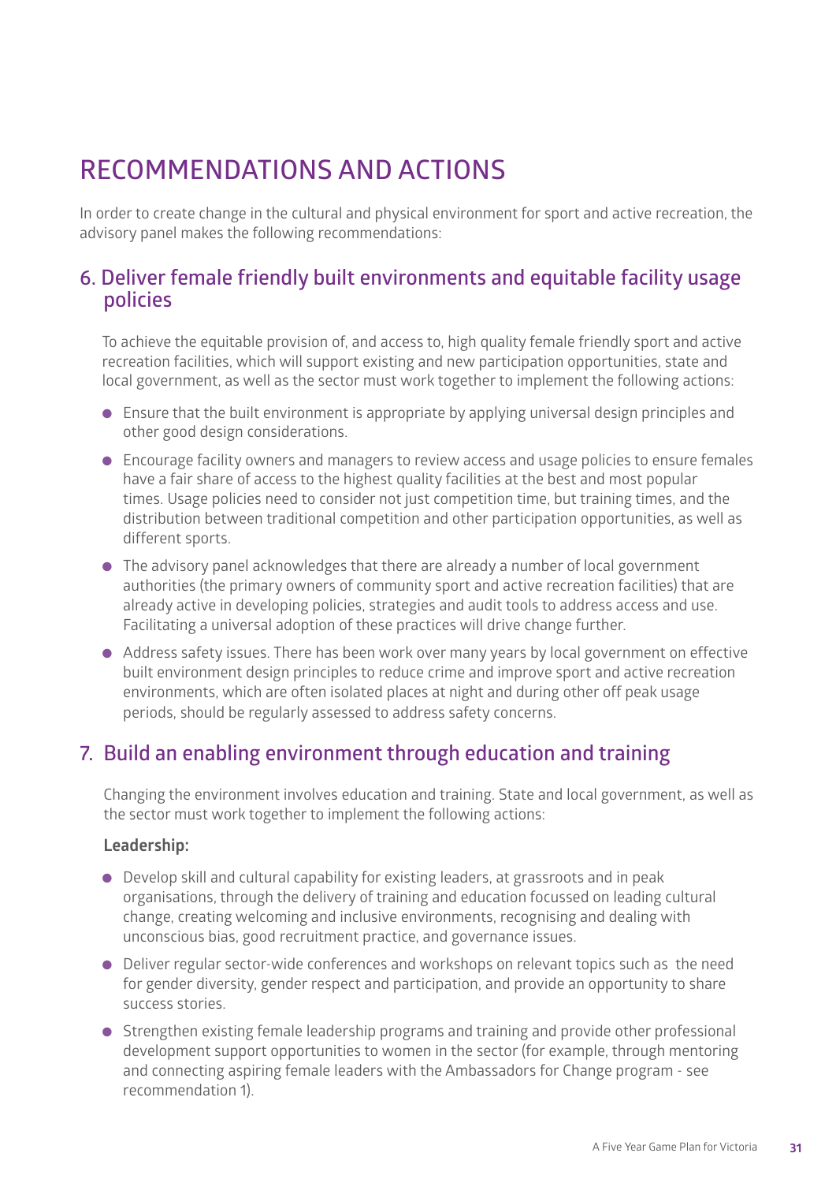# RECOMMENDATIONS AND ACTIONS

In order to create change in the cultural and physical environment for sport and active recreation, the advisory panel makes the following recommendations:

## 6. Deliver female friendly built environments and equitable facility usage policies

To achieve the equitable provision of, and access to, high quality female friendly sport and active recreation facilities, which will support existing and new participation opportunities, state and local government, as well as the sector must work together to implement the following actions:

- Ensure that the built environment is appropriate by applying universal design principles and other good design considerations.
- Encourage facility owners and managers to review access and usage policies to ensure females have a fair share of access to the highest quality facilities at the best and most popular times. Usage policies need to consider not just competition time, but training times, and the distribution between traditional competition and other participation opportunities, as well as different sports.
- The advisory panel acknowledges that there are already a number of local government authorities (the primary owners of community sport and active recreation facilities) that are already active in developing policies, strategies and audit tools to address access and use. Facilitating a universal adoption of these practices will drive change further.
- Address safety issues. There has been work over many years by local government on effective built environment design principles to reduce crime and improve sport and active recreation environments, which are often isolated places at night and during other off peak usage periods, should be regularly assessed to address safety concerns.

## 7. Build an enabling environment through education and training

Changing the environment involves education and training. State and local government, as well as the sector must work together to implement the following actions:

**Leadership:**

- Develop skill and cultural capability for existing leaders, at grassroots and in peak organisations, through the delivery of training and education focussed on leading cultural change, creating welcoming and inclusive environments, recognising and dealing with unconscious bias, good recruitment practice, and governance issues.
- Deliver regular sector-wide conferences and workshops on relevant topics such as the need for gender diversity, gender respect and participation, and provide an opportunity to share success stories.
- Strengthen existing female leadership programs and training and provide other professional development support opportunities to women in the sector (for example, through mentoring and connecting aspiring female leaders with the Ambassadors for Change program - see recommendation 1).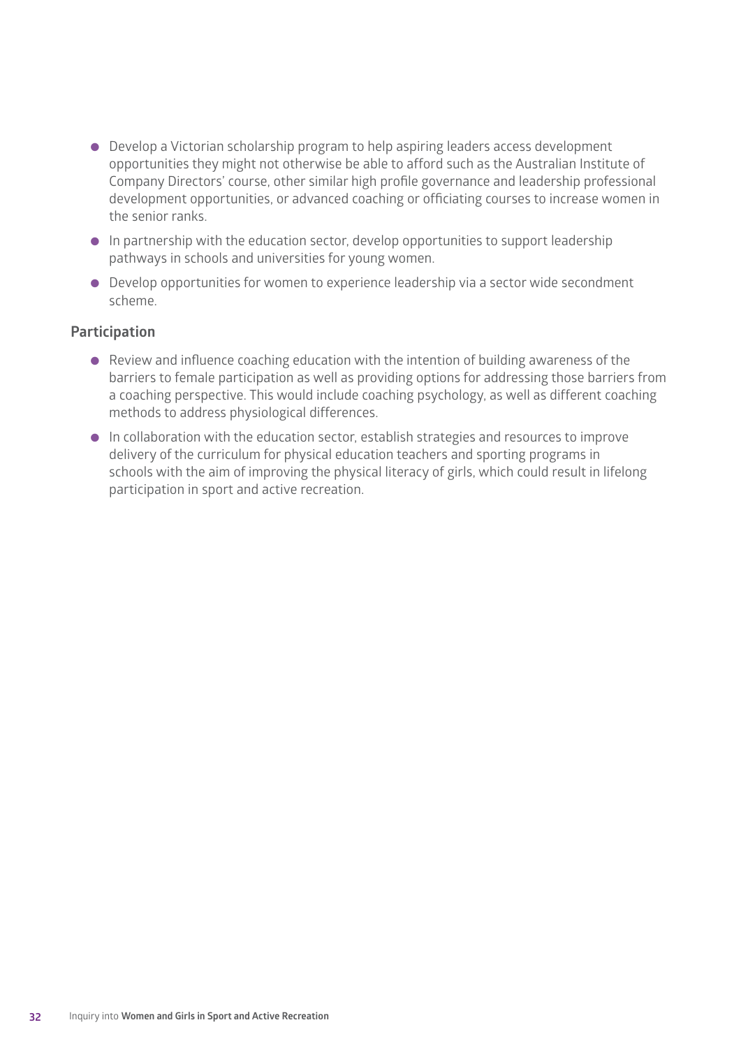- Develop a Victorian scholarship program to help aspiring leaders access development opportunities they might not otherwise be able to afford such as the Australian Institute of Company Directors' course, other similar high profile governance and leadership professional development opportunities, or advanced coaching or officiating courses to increase women in the senior ranks.
- In partnership with the education sector, develop opportunities to support leadership pathways in schools and universities for young women.
- Develop opportunities for women to experience leadership via a sector wide secondment scheme.

### Participation

- Review and influence coaching education with the intention of building awareness of the barriers to female participation as well as providing options for addressing those barriers from a coaching perspective. This would include coaching psychology, as well as different coaching methods to address physiological differences.
- In collaboration with the education sector, establish strategies and resources to improve delivery of the curriculum for physical education teachers and sporting programs in schools with the aim of improving the physical literacy of girls, which could result in lifelong participation in sport and active recreation.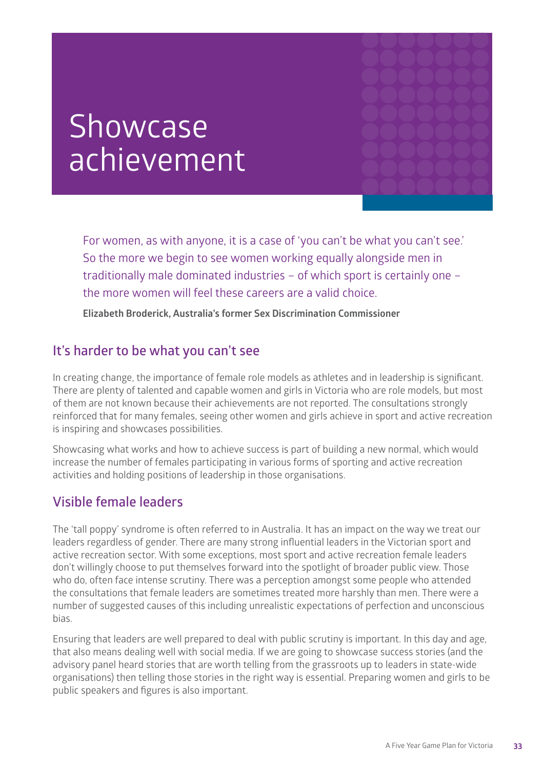# Showcase achievement

> For women, as with anyone, it is a case of 'you can't be what you can't see.' So the more we begin to see women working equally alongside men in traditionally male dominated industries – of which sport is certainly one – the more women will feel these careers are a valid choice.
>
> **Elizabeth Broderick, Australia's former Sex Discrimination Commissioner**

## It's harder to be what you can't see

In creating change, the importance of female role models as athletes and in leadership is significant. There are plenty of talented and capable women and girls in Victoria who are role models, but most of them are not known because their achievements are not reported. The consultations strongly reinforced that for many females, seeing other women and girls achieve in sport and active recreation is inspiring and showcases possibilities.

Showcasing what works and how to achieve success is part of building a new normal, which would increase the number of females participating in various forms of sporting and active recreation activities and holding positions of leadership in those organisations.

## Visible female leaders

The 'tall poppy' syndrome is often referred to in Australia. It has an impact on the way we treat our leaders regardless of gender. There are many strong influential leaders in the Victorian sport and active recreation sector. With some exceptions, most sport and active recreation female leaders don't willingly choose to put themselves forward into the spotlight of broader public view. Those who do, often face intense scrutiny. There was a perception amongst some people who attended the consultations that female leaders are sometimes treated more harshly than men. There were a number of suggested causes of this including unrealistic expectations of perfection and unconscious bias.

Ensuring that leaders are well prepared to deal with public scrutiny is important. In this day and age, that also means dealing well with social media. If we are going to showcase success stories (and the advisory panel heard stories that are worth telling from the grassroots up to leaders in state-wide organisations) then telling those stories in the right way is essential. Preparing women and girls to be public speakers and figures is also important.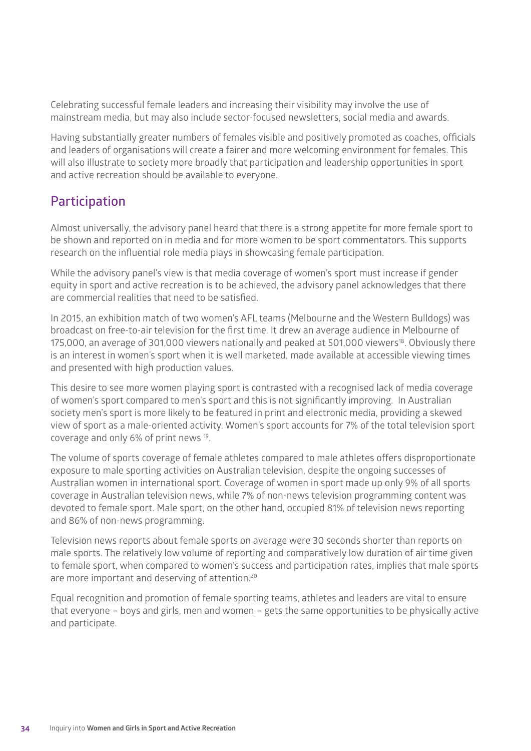Celebrating successful female leaders and increasing their visibility may involve the use of mainstream media, but may also include sector-focused newsletters, social media and awards.

Having substantially greater numbers of females visible and positively promoted as coaches, officials and leaders of organisations will create a fairer and more welcoming environment for females. This will also illustrate to society more broadly that participation and leadership opportunities in sport and active recreation should be available to everyone.

## Participation

Almost universally, the advisory panel heard that there is a strong appetite for more female sport to be shown and reported on in media and for more women to be sport commentators. This supports research on the influential role media plays in showcasing female participation.

While the advisory panel's view is that media coverage of women's sport must increase if gender equity in sport and active recreation is to be achieved, the advisory panel acknowledges that there are commercial realities that need to be satisfied.

In 2015, an exhibition match of two women's AFL teams (Melbourne and the Western Bulldogs) was broadcast on free-to-air television for the first time. It drew an average audience in Melbourne of 175,000, an average of 301,000 viewers nationally and peaked at 501,000 viewers[18]. Obviously there is an interest in women's sport when it is well marketed, made available at accessible viewing times and presented with high production values.

This desire to see more women playing sport is contrasted with a recognised lack of media coverage of women's sport compared to men's sport and this is not significantly improving. In Australian society men's sport is more likely to be featured in print and electronic media, providing a skewed view of sport as a male-oriented activity. Women's sport accounts for 7% of the total television sport coverage and only 6% of print news [19].

The volume of sports coverage of female athletes compared to male athletes offers disproportionate exposure to male sporting activities on Australian television, despite the ongoing successes of Australian women in international sport. Coverage of women in sport made up only 9% of all sports coverage in Australian television news, while 7% of non-news television programming content was devoted to female sport. Male sport, on the other hand, occupied 81% of television news reporting and 86% of non-news programming.

Television news reports about female sports on average were 30 seconds shorter than reports on male sports. The relatively low volume of reporting and comparatively low duration of air time given to female sport, when compared to women's success and participation rates, implies that male sports are more important and deserving of attention.[20]

Equal recognition and promotion of female sporting teams, athletes and leaders are vital to ensure that everyone – boys and girls, men and women – gets the same opportunities to be physically active and participate.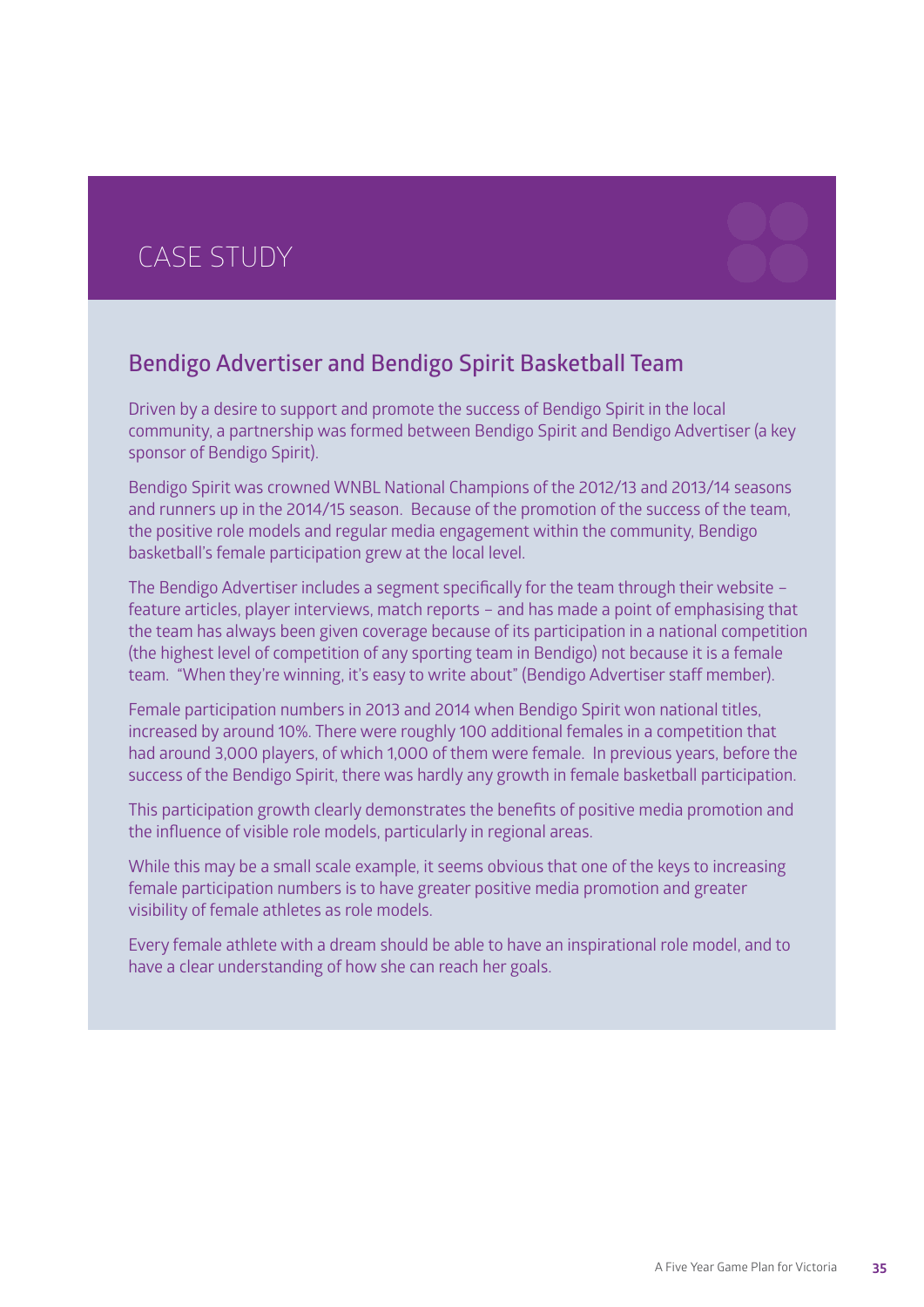# CASE STUDY

## Bendigo Advertiser and Bendigo Spirit Basketball Team

Driven by a desire to support and promote the success of Bendigo Spirit in the local community, a partnership was formed between Bendigo Spirit and Bendigo Advertiser (a key sponsor of Bendigo Spirit).

Bendigo Spirit was crowned WNBL National Champions of the 2012/13 and 2013/14 seasons and runners up in the 2014/15 season. Because of the promotion of the success of the team, the positive role models and regular media engagement within the community, Bendigo basketball's female participation grew at the local level.

The Bendigo Advertiser includes a segment specifically for the team through their website – feature articles, player interviews, match reports – and has made a point of emphasising that the team has always been given coverage because of its participation in a national competition (the highest level of competition of any sporting team in Bendigo) not because it is a female team. "When they're winning, it's easy to write about" (Bendigo Advertiser staff member).

Female participation numbers in 2013 and 2014 when Bendigo Spirit won national titles, increased by around 10%. There were roughly 100 additional females in a competition that had around 3,000 players, of which 1,000 of them were female. In previous years, before the success of the Bendigo Spirit, there was hardly any growth in female basketball participation.

This participation growth clearly demonstrates the benefits of positive media promotion and the influence of visible role models, particularly in regional areas.

While this may be a small scale example, it seems obvious that one of the keys to increasing female participation numbers is to have greater positive media promotion and greater visibility of female athletes as role models.

Every female athlete with a dream should be able to have an inspirational role model, and to have a clear understanding of how she can reach her goals.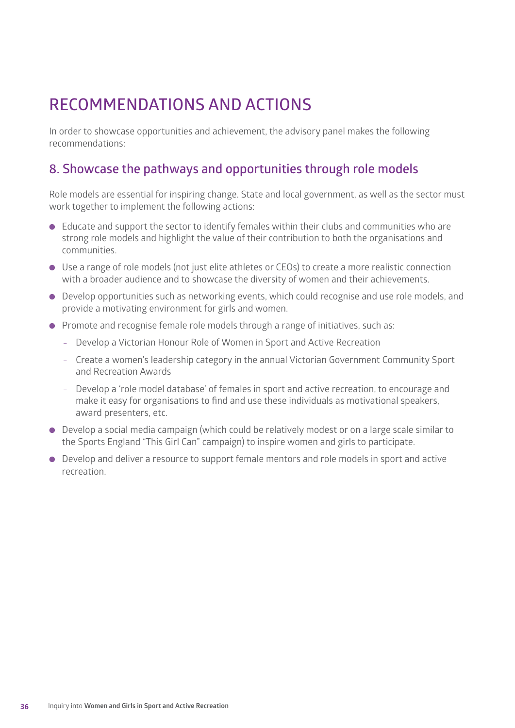# RECOMMENDATIONS AND ACTIONS

In order to showcase opportunities and achievement, the advisory panel makes the following recommendations:

## 8. Showcase the pathways and opportunities through role models

Role models are essential for inspiring change. State and local government, as well as the sector must work together to implement the following actions:

- Educate and support the sector to identify females within their clubs and communities who are strong role models and highlight the value of their contribution to both the organisations and communities.
- Use a range of role models (not just elite athletes or CEOs) to create a more realistic connection with a broader audience and to showcase the diversity of women and their achievements.
- Develop opportunities such as networking events, which could recognise and use role models, and provide a motivating environment for girls and women.
- Promote and recognise female role models through a range of initiatives, such as:
  - Develop a Victorian Honour Role of Women in Sport and Active Recreation
  - Create a women's leadership category in the annual Victorian Government Community Sport and Recreation Awards
  - Develop a 'role model database' of females in sport and active recreation, to encourage and make it easy for organisations to find and use these individuals as motivational speakers, award presenters, etc.
- Develop a social media campaign (which could be relatively modest or on a large scale similar to the Sports England "This Girl Can" campaign) to inspire women and girls to participate.
- Develop and deliver a resource to support female mentors and role models in sport and active recreation.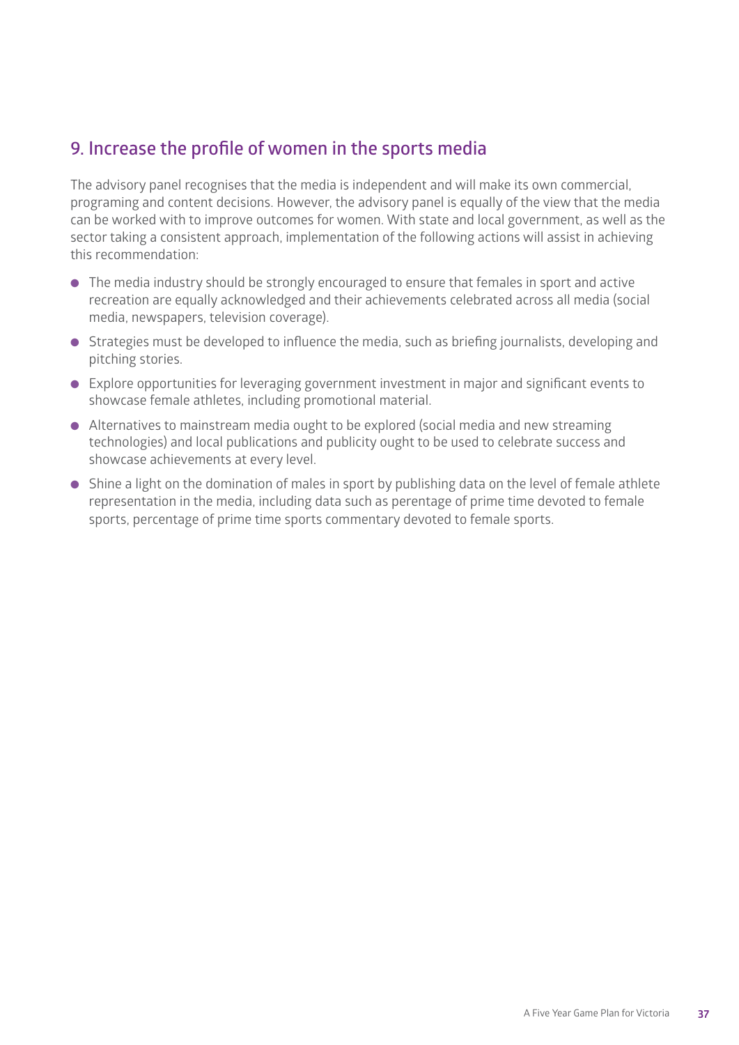## 9. Increase the profile of women in the sports media

The advisory panel recognises that the media is independent and will make its own commercial, programing and content decisions. However, the advisory panel is equally of the view that the media can be worked with to improve outcomes for women. With state and local government, as well as the sector taking a consistent approach, implementation of the following actions will assist in achieving this recommendation:

- The media industry should be strongly encouraged to ensure that females in sport and active recreation are equally acknowledged and their achievements celebrated across all media (social media, newspapers, television coverage).
- Strategies must be developed to influence the media, such as briefing journalists, developing and pitching stories.
- Explore opportunities for leveraging government investment in major and significant events to showcase female athletes, including promotional material.
- Alternatives to mainstream media ought to be explored (social media and new streaming technologies) and local publications and publicity ought to be used to celebrate success and showcase achievements at every level.
- Shine a light on the domination of males in sport by publishing data on the level of female athlete representation in the media, including data such as perentage of prime time devoted to female sports, percentage of prime time sports commentary devoted to female sports.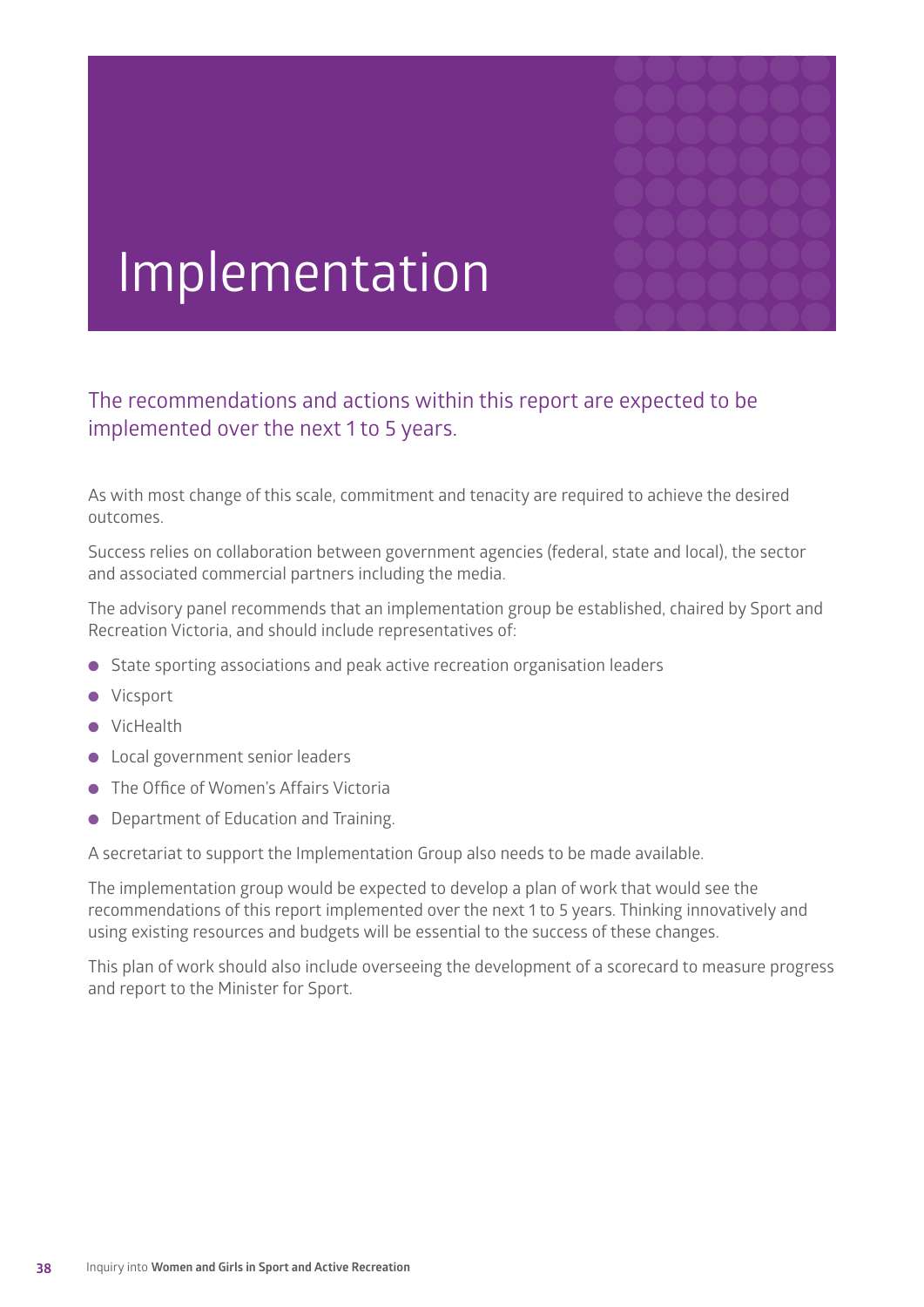# Implementation

## The recommendations and actions within this report are expected to be implemented over the next 1 to 5 years.

As with most change of this scale, commitment and tenacity are required to achieve the desired outcomes.

Success relies on collaboration between government agencies (federal, state and local), the sector and associated commercial partners including the media.

The advisory panel recommends that an implementation group be established, chaired by Sport and Recreation Victoria, and should include representatives of:

- State sporting associations and peak active recreation organisation leaders
- Vicsport
- VicHealth
- Local government senior leaders
- The Office of Women's Affairs Victoria
- Department of Education and Training.

A secretariat to support the Implementation Group also needs to be made available.

The implementation group would be expected to develop a plan of work that would see the recommendations of this report implemented over the next 1 to 5 years. Thinking innovatively and using existing resources and budgets will be essential to the success of these changes.

This plan of work should also include overseeing the development of a scorecard to measure progress and report to the Minister for Sport.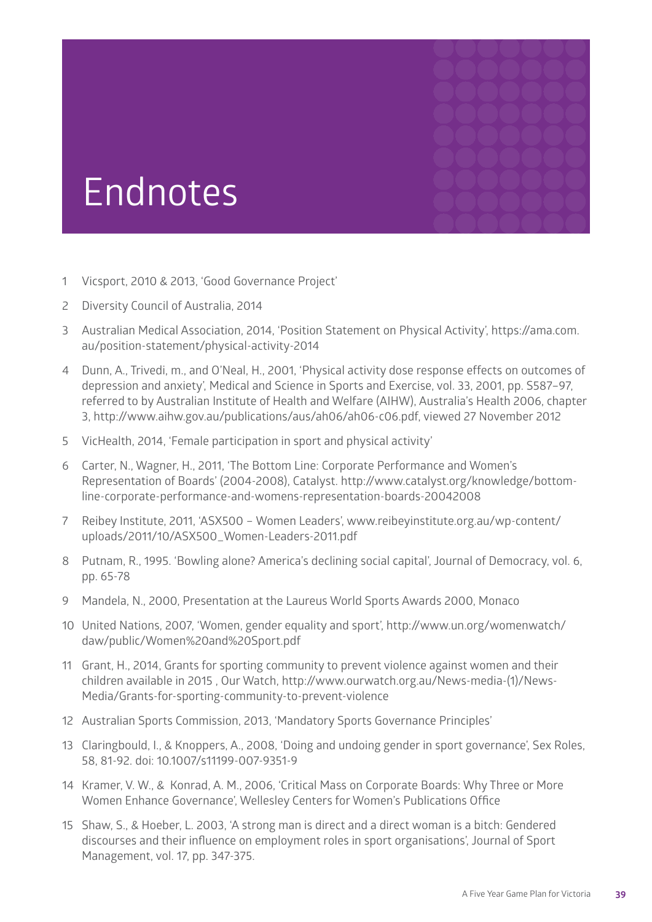# Endnotes

1. Vicsport, 2010 & 2013, 'Good Governance Project'
2. Diversity Council of Australia, 2014
3. Australian Medical Association, 2014, 'Position Statement on Physical Activity', https://ama.com.au/position-statement/physical-activity-2014
4. Dunn, A., Trivedi, m., and O'Neal, H., 2001, 'Physical activity dose response effects on outcomes of depression and anxiety', Medical and Science in Sports and Exercise, vol. 33, 2001, pp. S587–97, referred to by Australian Institute of Health and Welfare (AIHW), Australia's Health 2006, chapter 3, http://www.aihw.gov.au/publications/aus/ah06/ah06-c06.pdf, viewed 27 November 2012
5. VicHealth, 2014, 'Female participation in sport and physical activity'
6. Carter, N., Wagner, H., 2011, 'The Bottom Line: Corporate Performance and Women's Representation of Boards' (2004-2008), Catalyst. http://www.catalyst.org/knowledge/bottom-line-corporate-performance-and-womens-representation-boards-20042008
7. Reibey Institute, 2011, 'ASX500 – Women Leaders', www.reibeyinstitute.org.au/wp-content/uploads/2011/10/ASX500_Women-Leaders-2011.pdf
8. Putnam, R., 1995. 'Bowling alone? America's declining social capital', Journal of Democracy, vol. 6, pp. 65-78
9. Mandela, N., 2000, Presentation at the Laureus World Sports Awards 2000, Monaco
10. United Nations, 2007, 'Women, gender equality and sport', http://www.un.org/womenwatch/daw/public/Women%20and%20Sport.pdf
11. Grant, H., 2014, Grants for sporting community to prevent violence against women and their children available in 2015 , Our Watch, http://www.ourwatch.org.au/News-media-(1)/News-Media/Grants-for-sporting-community-to-prevent-violence
12. Australian Sports Commission, 2013, 'Mandatory Sports Governance Principles'
13. Claringbould, I., & Knoppers, A., 2008, 'Doing and undoing gender in sport governance', Sex Roles, 58, 81-92. doi: 10.1007/s11199-007-9351-9
14. Kramer, V. W., & Konrad, A. M., 2006, 'Critical Mass on Corporate Boards: Why Three or More Women Enhance Governance', Wellesley Centers for Women's Publications Office
15. Shaw, S., & Hoeber, L. 2003, 'A strong man is direct and a direct woman is a bitch: Gendered discourses and their influence on employment roles in sport organisations', Journal of Sport Management, vol. 17, pp. 347-375.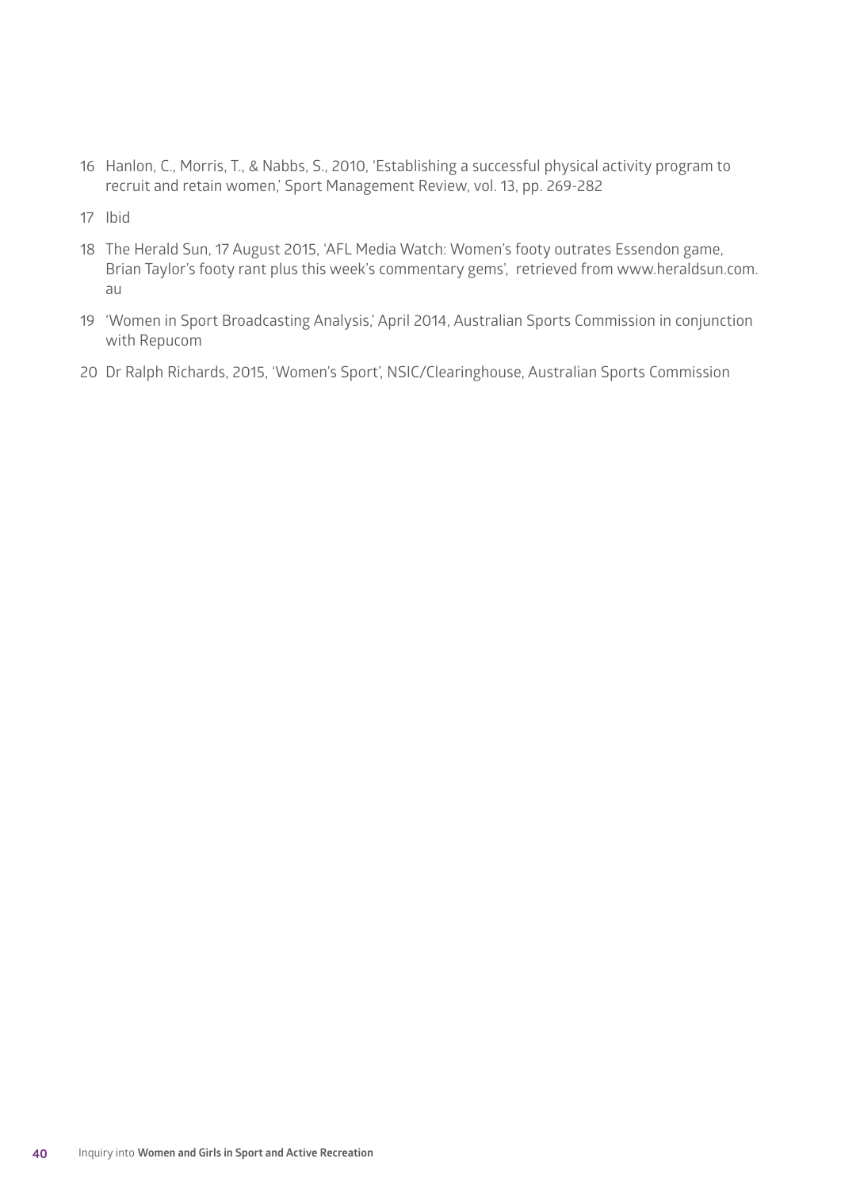16 Hanlon, C., Morris, T., & Nabbs, S., 2010, 'Establishing a successful physical activity program to recruit and retain women,' Sport Management Review, vol. 13, pp. 269-282

17 Ibid

18 The Herald Sun, 17 August 2015, 'AFL Media Watch: Women's footy outrates Essendon game, Brian Taylor's footy rant plus this week's commentary gems', retrieved from www.heraldsun.com.au

19 'Women in Sport Broadcasting Analysis,' April 2014, Australian Sports Commission in conjunction with Repucom

20 Dr Ralph Richards, 2015, 'Women's Sport', NSIC/Clearinghouse, Australian Sports Commission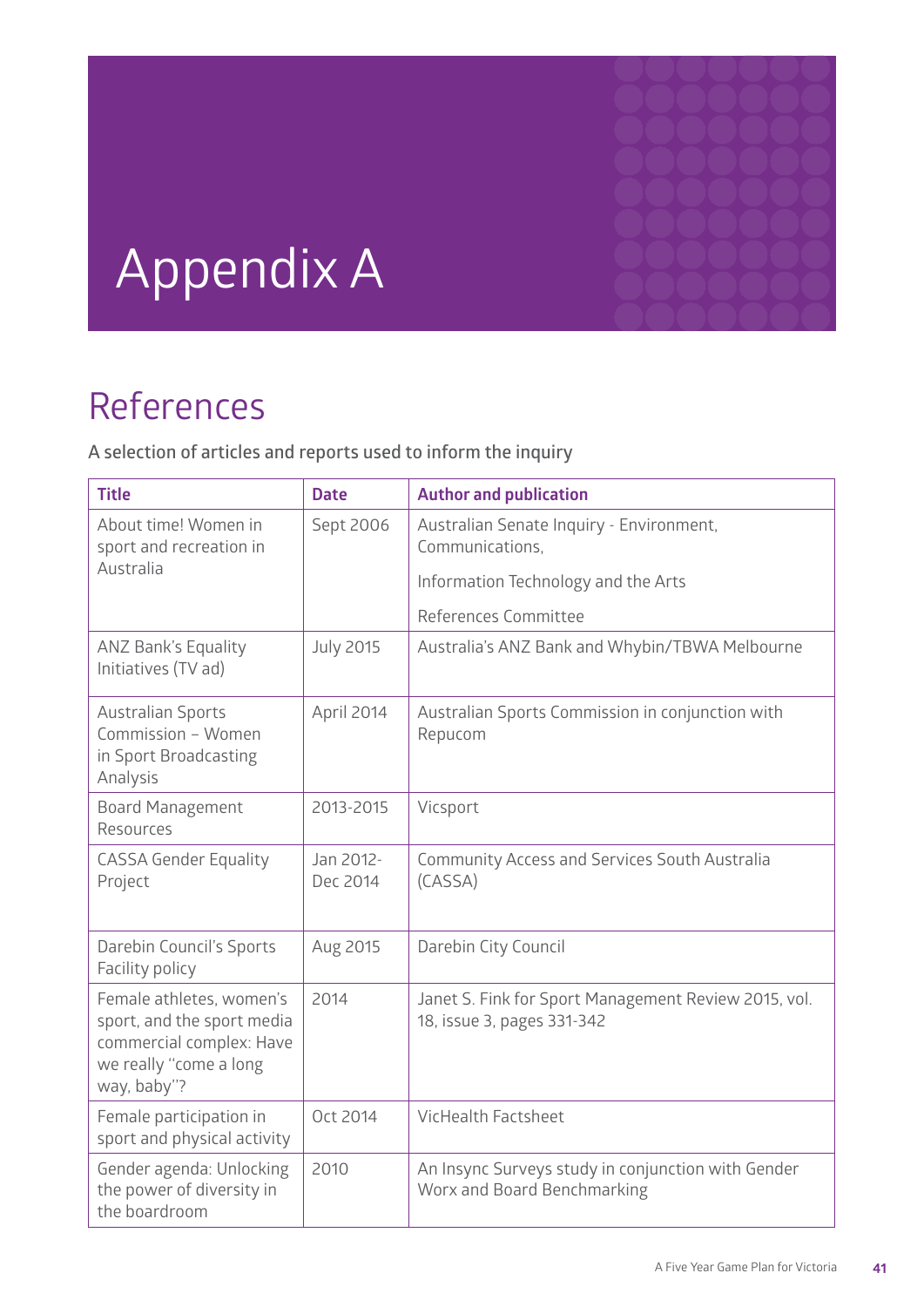# Appendix A

## References

A selection of articles and reports used to inform the inquiry

| Title | Date | Author and publication |
| --- | --- | --- |
| About time! Women in sport and recreation in Australia | Sept 2006 | Australian Senate Inquiry - Environment, Communications, Information Technology and the Arts References Committee |
| ANZ Bank's Equality Initiatives (TV ad) | July 2015 | Australia's ANZ Bank and Whybin/TBWA Melbourne |
| Australian Sports Commission – Women in Sport Broadcasting Analysis | April 2014 | Australian Sports Commission in conjunction with Repucom |
| Board Management Resources | 2013-2015 | Vicsport |
| CASSA Gender Equality Project | Jan 2012-Dec 2014 | Community Access and Services South Australia (CASSA) |
| Darebin Council's Sports Facility policy | Aug 2015 | Darebin City Council |
| Female athletes, women's sport, and the sport media commercial complex: Have we really "come a long way, baby"? | 2014 | Janet S. Fink for Sport Management Review 2015, vol. 18, issue 3, pages 331-342 |
| Female participation in sport and physical activity | Oct 2014 | VicHealth Factsheet |
| Gender agenda: Unlocking the power of diversity in the boardroom | 2010 | An Insync Surveys study in conjunction with Gender Worx and Board Benchmarking |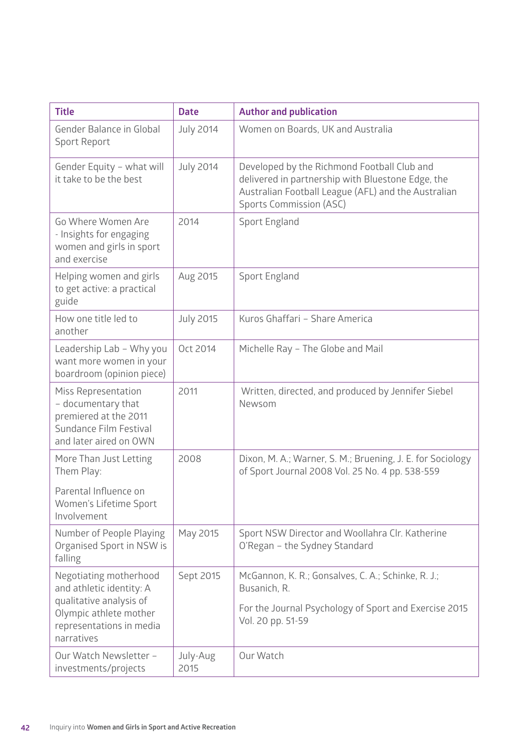| Title | Date | Author and publication |
|---|---|---|
| Gender Balance in Global Sport Report | July 2014 | Women on Boards, UK and Australia |
| Gender Equity – what will it take to be the best | July 2014 | Developed by the Richmond Football Club and delivered in partnership with Bluestone Edge, the Australian Football League (AFL) and the Australian Sports Commission (ASC) |
| Go Where Women Are - Insights for engaging women and girls in sport and exercise | 2014 | Sport England |
| Helping women and girls to get active: a practical guide | Aug 2015 | Sport England |
| How one title led to another | July 2015 | Kuros Ghaffari – Share America |
| Leadership Lab – Why you want more women in your boardroom (opinion piece) | Oct 2014 | Michelle Ray – The Globe and Mail |
| Miss Representation – documentary that premiered at the 2011 Sundance Film Festival and later aired on OWN | 2011 | Written, directed, and produced by Jennifer Siebel Newsom |
| More Than Just Letting Them Play: Parental Influence on Women's Lifetime Sport Involvement | 2008 | Dixon, M. A.; Warner, S. M.; Bruening, J. E. for Sociology of Sport Journal 2008 Vol. 25 No. 4 pp. 538-559 |
| Number of People Playing Organised Sport in NSW is falling | May 2015 | Sport NSW Director and Woollahra Clr. Katherine O'Regan – the Sydney Standard |
| Negotiating motherhood and athletic identity: A qualitative analysis of Olympic athlete mother representations in media narratives | Sept 2015 | McGannon, K. R.; Gonsalves, C. A.; Schinke, R. J.; Busanich, R. For the Journal Psychology of Sport and Exercise 2015 Vol. 20 pp. 51-59 |
| Our Watch Newsletter – investments/projects | July-Aug 2015 | Our Watch |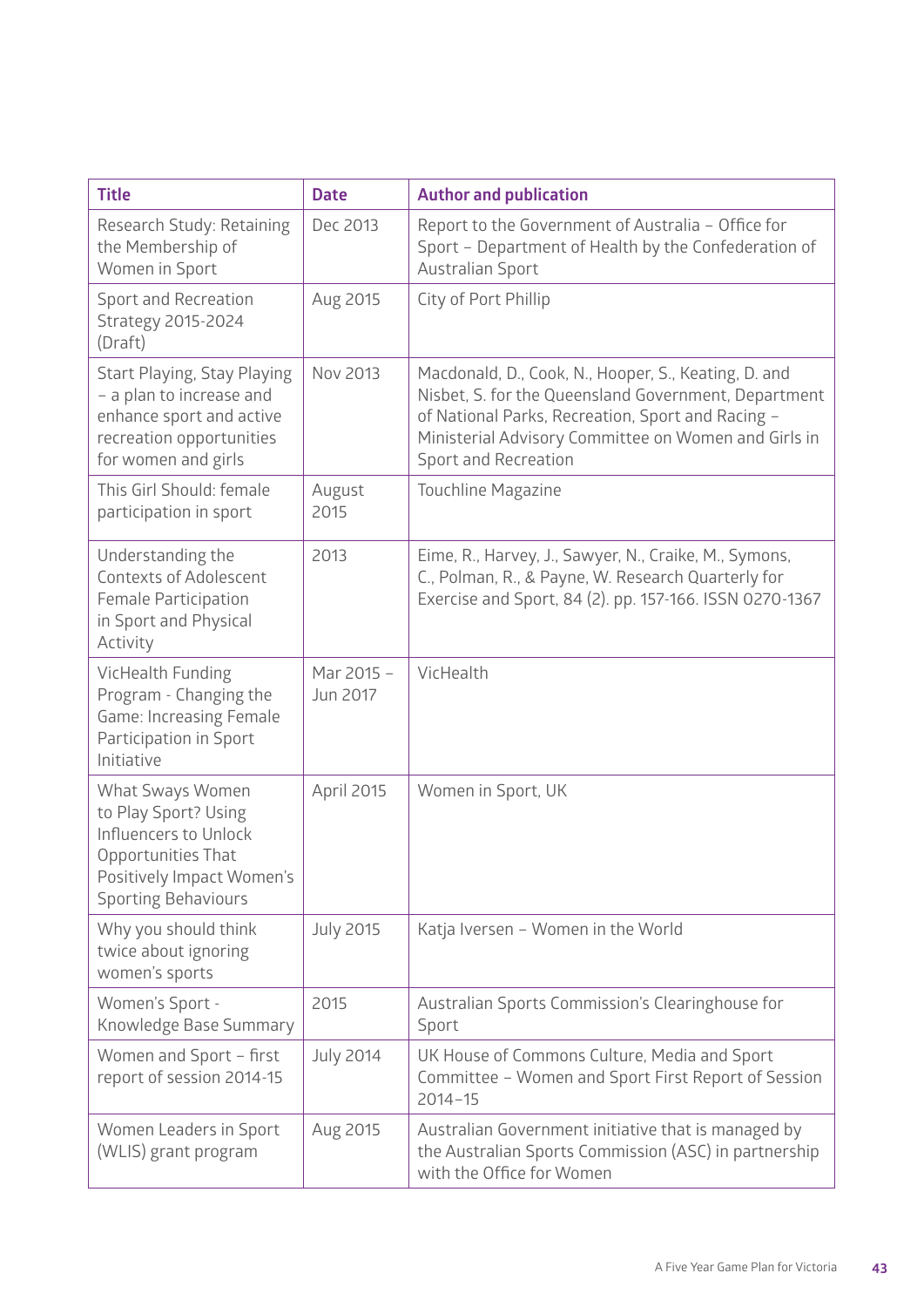| Title | Date | Author and publication |
|---|---|---|
| Research Study: Retaining the Membership of Women in Sport | Dec 2013 | Report to the Government of Australia – Office for Sport – Department of Health by the Confederation of Australian Sport |
| Sport and Recreation Strategy 2015-2024 (Draft) | Aug 2015 | City of Port Phillip |
| Start Playing, Stay Playing – a plan to increase and enhance sport and active recreation opportunities for women and girls | Nov 2013 | Macdonald, D., Cook, N., Hooper, S., Keating, D. and Nisbet, S. for the Queensland Government, Department of National Parks, Recreation, Sport and Racing – Ministerial Advisory Committee on Women and Girls in Sport and Recreation |
| This Girl Should: female participation in sport | August 2015 | Touchline Magazine |
| Understanding the Contexts of Adolescent Female Participation in Sport and Physical Activity | 2013 | Eime, R., Harvey, J., Sawyer, N., Craike, M., Symons, C., Polman, R., & Payne, W. Research Quarterly for Exercise and Sport, 84 (2). pp. 157-166. ISSN 0270-1367 |
| VicHealth Funding Program - Changing the Game: Increasing Female Participation in Sport Initiative | Mar 2015 – Jun 2017 | VicHealth |
| What Sways Women to Play Sport? Using Influencers to Unlock Opportunities That Positively Impact Women's Sporting Behaviours | April 2015 | Women in Sport, UK |
| Why you should think twice about ignoring women's sports | July 2015 | Katja Iversen – Women in the World |
| Women's Sport - Knowledge Base Summary | 2015 | Australian Sports Commission's Clearinghouse for Sport |
| Women and Sport – first report of session 2014-15 | July 2014 | UK House of Commons Culture, Media and Sport Committee – Women and Sport First Report of Session 2014–15 |
| Women Leaders in Sport (WLIS) grant program | Aug 2015 | Australian Government initiative that is managed by the Australian Sports Commission (ASC) in partnership with the Office for Women |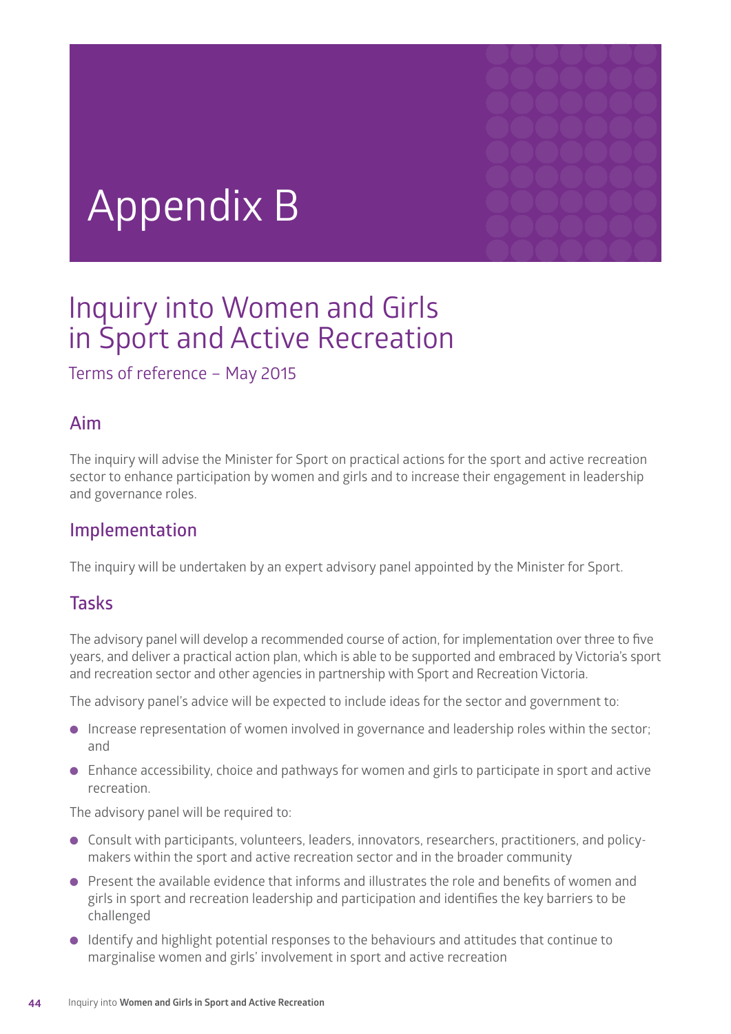# Appendix B

## Inquiry into Women and Girls in Sport and Active Recreation

Terms of reference – May 2015

### Aim

The inquiry will advise the Minister for Sport on practical actions for the sport and active recreation sector to enhance participation by women and girls and to increase their engagement in leadership and governance roles.

### Implementation

The inquiry will be undertaken by an expert advisory panel appointed by the Minister for Sport.

### Tasks

The advisory panel will develop a recommended course of action, for implementation over three to five years, and deliver a practical action plan, which is able to be supported and embraced by Victoria's sport and recreation sector and other agencies in partnership with Sport and Recreation Victoria.

The advisory panel's advice will be expected to include ideas for the sector and government to:

- Increase representation of women involved in governance and leadership roles within the sector; and
- Enhance accessibility, choice and pathways for women and girls to participate in sport and active recreation.

The advisory panel will be required to:

- Consult with participants, volunteers, leaders, innovators, researchers, practitioners, and policy-makers within the sport and active recreation sector and in the broader community
- Present the available evidence that informs and illustrates the role and benefits of women and girls in sport and recreation leadership and participation and identifies the key barriers to be challenged
- Identify and highlight potential responses to the behaviours and attitudes that continue to marginalise women and girls' involvement in sport and active recreation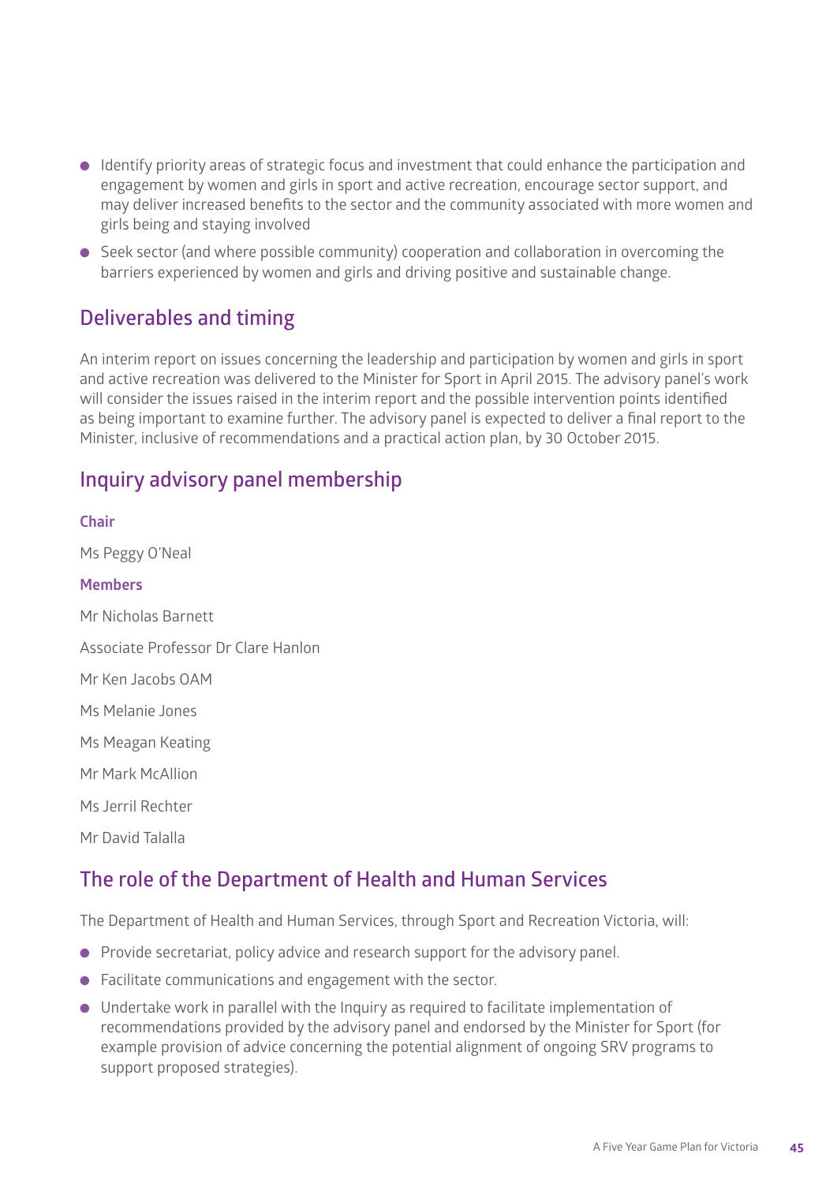- Identify priority areas of strategic focus and investment that could enhance the participation and engagement by women and girls in sport and active recreation, encourage sector support, and may deliver increased benefits to the sector and the community associated with more women and girls being and staying involved
- Seek sector (and where possible community) cooperation and collaboration in overcoming the barriers experienced by women and girls and driving positive and sustainable change.

## Deliverables and timing

An interim report on issues concerning the leadership and participation by women and girls in sport and active recreation was delivered to the Minister for Sport in April 2015. The advisory panel's work will consider the issues raised in the interim report and the possible intervention points identified as being important to examine further. The advisory panel is expected to deliver a final report to the Minister, inclusive of recommendations and a practical action plan, by 30 October 2015.

## Inquiry advisory panel membership

### Chair

Ms Peggy O'Neal

### Members

Mr Nicholas Barnett

Associate Professor Dr Clare Hanlon

Mr Ken Jacobs OAM

Ms Melanie Jones

Ms Meagan Keating

Mr Mark McAllion

Ms Jerril Rechter

Mr David Talalla

## The role of the Department of Health and Human Services

The Department of Health and Human Services, through Sport and Recreation Victoria, will:

- Provide secretariat, policy advice and research support for the advisory panel.
- Facilitate communications and engagement with the sector.
- Undertake work in parallel with the Inquiry as required to facilitate implementation of recommendations provided by the advisory panel and endorsed by the Minister for Sport (for example provision of advice concerning the potential alignment of ongoing SRV programs to support proposed strategies).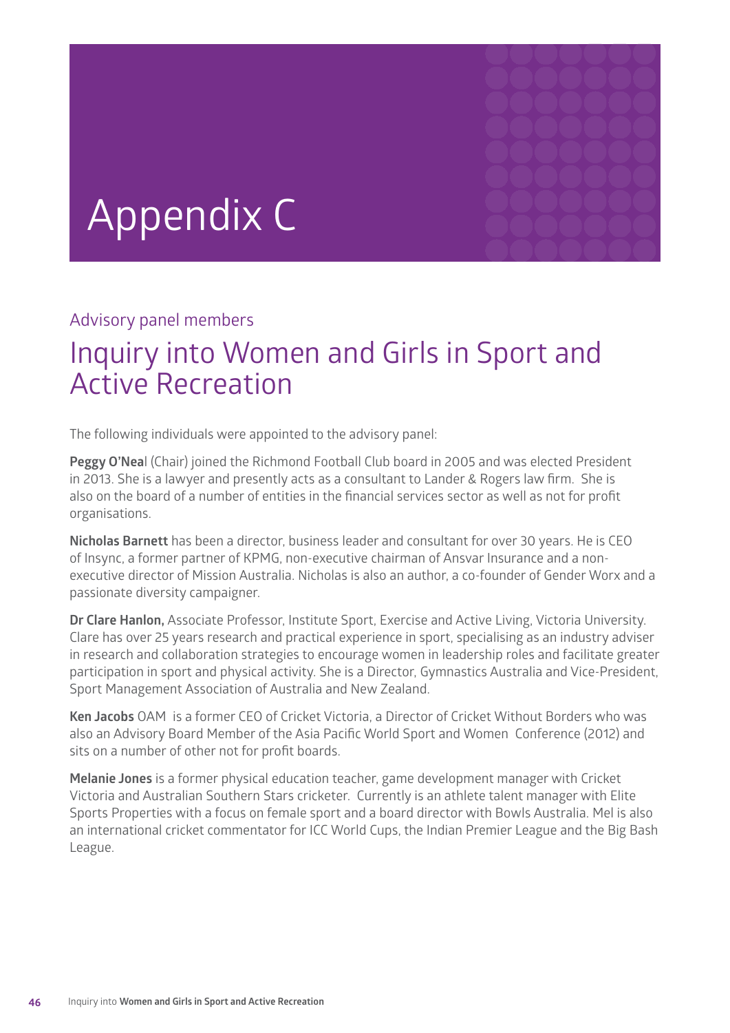# Appendix C

### Advisory panel members

## Inquiry into Women and Girls in Sport and Active Recreation

The following individuals were appointed to the advisory panel:

**Peggy O'Nea**l (Chair) joined the Richmond Football Club board in 2005 and was elected President in 2013. She is a lawyer and presently acts as a consultant to Lander & Rogers law firm. She is also on the board of a number of entities in the financial services sector as well as not for profit organisations.

**Nicholas Barnett** has been a director, business leader and consultant for over 30 years. He is CEO of Insync, a former partner of KPMG, non-executive chairman of Ansvar Insurance and a non-executive director of Mission Australia. Nicholas is also an author, a co-founder of Gender Worx and a passionate diversity campaigner.

**Dr Clare Hanlon,** Associate Professor, Institute Sport, Exercise and Active Living, Victoria University. Clare has over 25 years research and practical experience in sport, specialising as an industry adviser in research and collaboration strategies to encourage women in leadership roles and facilitate greater participation in sport and physical activity. She is a Director, Gymnastics Australia and Vice-President, Sport Management Association of Australia and New Zealand.

**Ken Jacobs** OAM is a former CEO of Cricket Victoria, a Director of Cricket Without Borders who was also an Advisory Board Member of the Asia Pacific World Sport and Women Conference (2012) and sits on a number of other not for profit boards.

**Melanie Jones** is a former physical education teacher, game development manager with Cricket Victoria and Australian Southern Stars cricketer. Currently is an athlete talent manager with Elite Sports Properties with a focus on female sport and a board director with Bowls Australia. Mel is also an international cricket commentator for ICC World Cups, the Indian Premier League and the Big Bash League.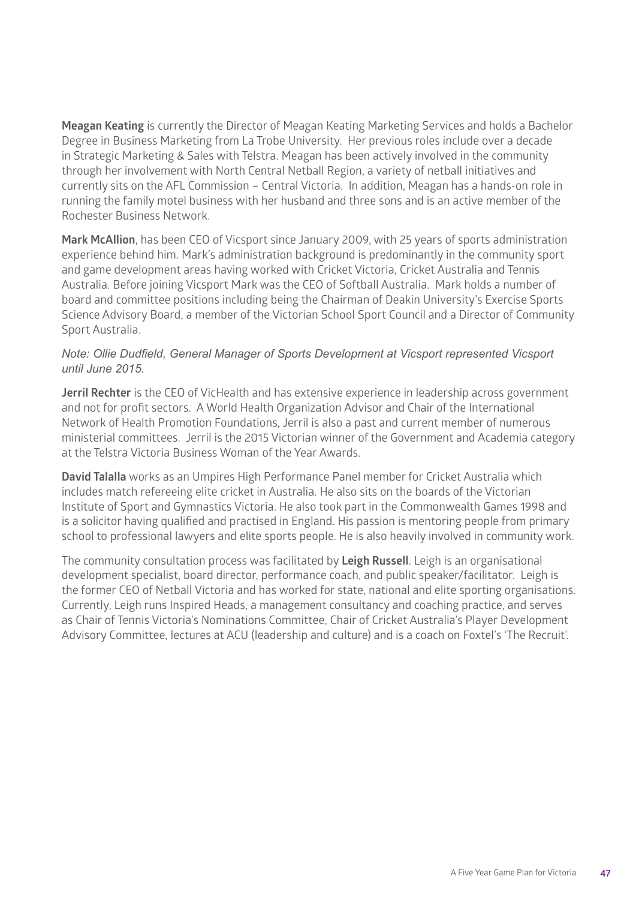**Meagan Keating** is currently the Director of Meagan Keating Marketing Services and holds a Bachelor Degree in Business Marketing from La Trobe University. Her previous roles include over a decade in Strategic Marketing & Sales with Telstra. Meagan has been actively involved in the community through her involvement with North Central Netball Region, a variety of netball initiatives and currently sits on the AFL Commission – Central Victoria. In addition, Meagan has a hands-on role in running the family motel business with her husband and three sons and is an active member of the Rochester Business Network.

**Mark McAllion**, has been CEO of Vicsport since January 2009, with 25 years of sports administration experience behind him. Mark's administration background is predominantly in the community sport and game development areas having worked with Cricket Victoria, Cricket Australia and Tennis Australia. Before joining Vicsport Mark was the CEO of Softball Australia. Mark holds a number of board and committee positions including being the Chairman of Deakin University's Exercise Sports Science Advisory Board, a member of the Victorian School Sport Council and a Director of Community Sport Australia.

*Note: Ollie Dudfield, General Manager of Sports Development at Vicsport represented Vicsport until June 2015.*

**Jerril Rechter** is the CEO of VicHealth and has extensive experience in leadership across government and not for profit sectors. A World Health Organization Advisor and Chair of the International Network of Health Promotion Foundations, Jerril is also a past and current member of numerous ministerial committees. Jerril is the 2015 Victorian winner of the Government and Academia category at the Telstra Victoria Business Woman of the Year Awards.

**David Talalla** works as an Umpires High Performance Panel member for Cricket Australia which includes match refereeing elite cricket in Australia. He also sits on the boards of the Victorian Institute of Sport and Gymnastics Victoria. He also took part in the Commonwealth Games 1998 and is a solicitor having qualified and practised in England. His passion is mentoring people from primary school to professional lawyers and elite sports people. He is also heavily involved in community work.

The community consultation process was facilitated by **Leigh Russell**. Leigh is an organisational development specialist, board director, performance coach, and public speaker/facilitator. Leigh is the former CEO of Netball Victoria and has worked for state, national and elite sporting organisations. Currently, Leigh runs Inspired Heads, a management consultancy and coaching practice, and serves as Chair of Tennis Victoria's Nominations Committee, Chair of Cricket Australia's Player Development Advisory Committee, lectures at ACU (leadership and culture) and is a coach on Foxtel's 'The Recruit'.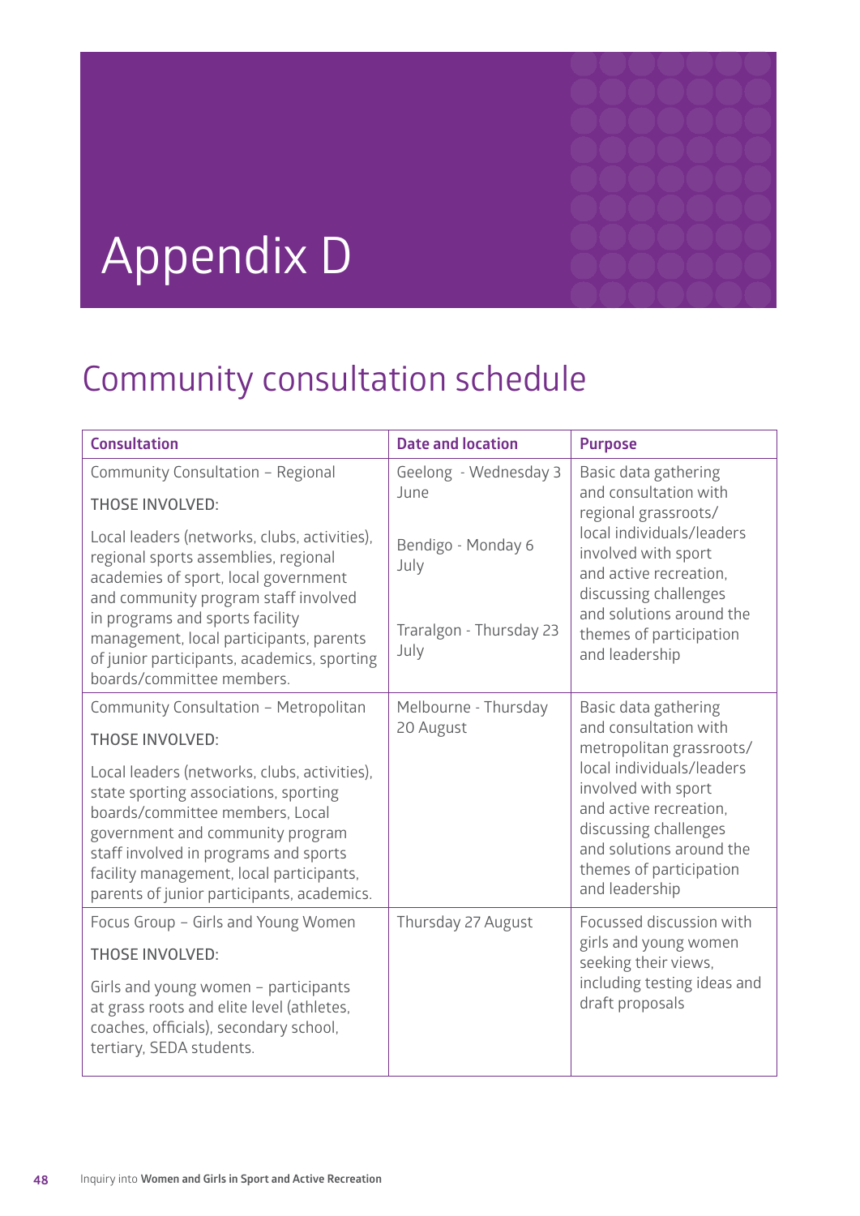# Appendix D

## Community consultation schedule

| Consultation | Date and location | Purpose |
|---|---|---|
| Community Consultation – Regional<br><br>THOSE INVOLVED:<br><br>Local leaders (networks, clubs, activities), regional sports assemblies, regional academies of sport, local government and community program staff involved in programs and sports facility management, local participants, parents of junior participants, academics, sporting boards/committee members. | Geelong - Wednesday 3 June<br><br>Bendigo - Monday 6 July<br><br>Traralgon - Thursday 23 July | Basic data gathering and consultation with regional grassroots/ local individuals/leaders involved with sport and active recreation, discussing challenges and solutions around the themes of participation and leadership |
| Community Consultation – Metropolitan<br><br>THOSE INVOLVED:<br><br>Local leaders (networks, clubs, activities), state sporting associations, sporting boards/committee members, Local government and community program staff involved in programs and sports facility management, local participants, parents of junior participants, academics. | Melbourne - Thursday 20 August | Basic data gathering and consultation with metropolitan grassroots/ local individuals/leaders involved with sport and active recreation, discussing challenges and solutions around the themes of participation and leadership |
| Focus Group – Girls and Young Women<br><br>THOSE INVOLVED:<br><br>Girls and young women – participants at grass roots and elite level (athletes, coaches, officials), secondary school, tertiary, SEDA students. | Thursday 27 August | Focussed discussion with girls and young women seeking their views, including testing ideas and draft proposals |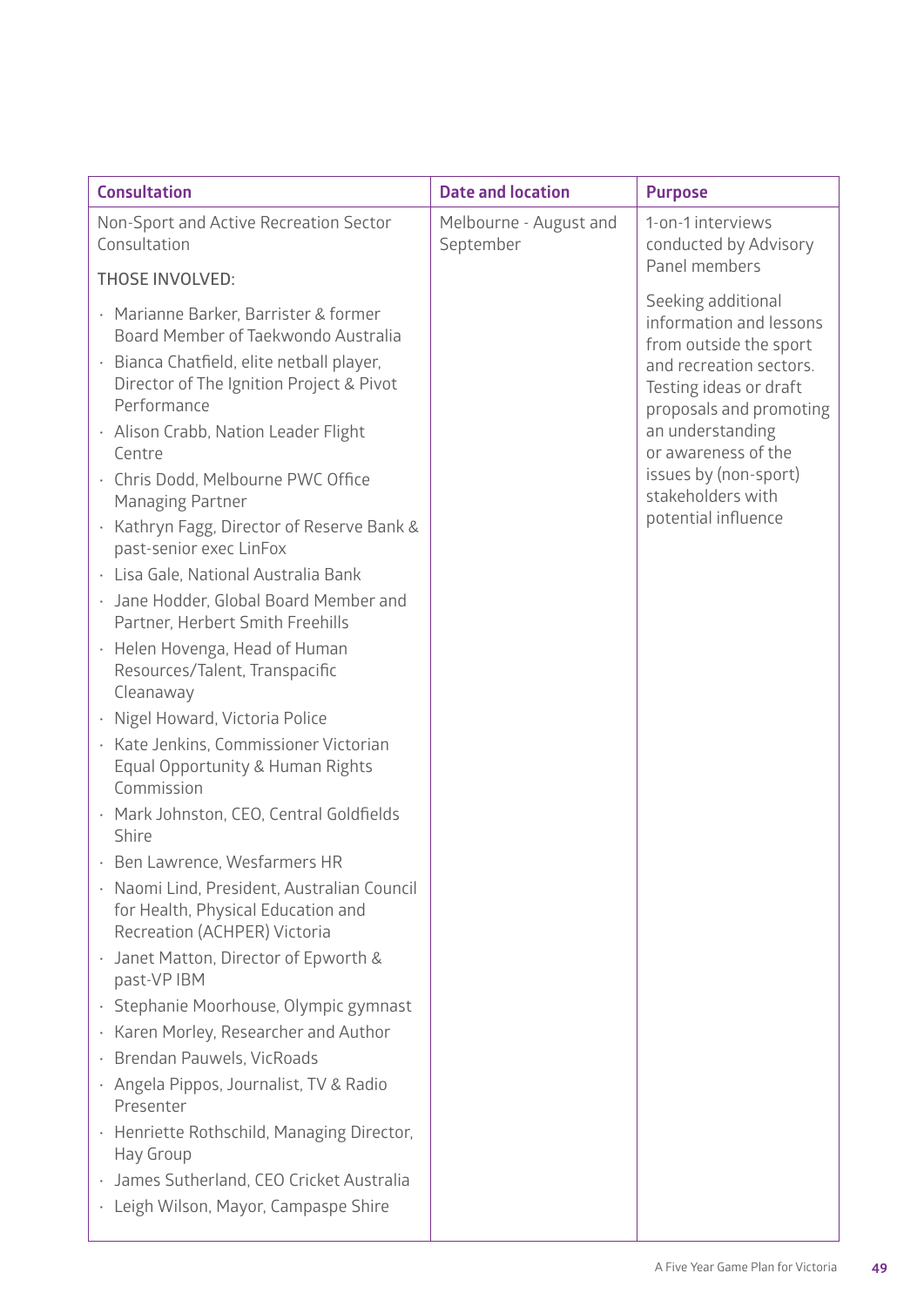| Consultation | Date and location | Purpose |
|---|---|---|
| Non-Sport and Active Recreation Sector Consultation<br><br>THOSE INVOLVED:<br><br>· Marianne Barker, Barrister & former Board Member of Taekwondo Australia<br>· Bianca Chatfield, elite netball player, Director of The Ignition Project & Pivot Performance<br>· Alison Crabb, Nation Leader Flight Centre<br>· Chris Dodd, Melbourne PWC Office Managing Partner<br>· Kathryn Fagg, Director of Reserve Bank & past-senior exec LinFox<br>· Lisa Gale, National Australia Bank<br>· Jane Hodder, Global Board Member and Partner, Herbert Smith Freehills<br>· Helen Hovenga, Head of Human Resources/Talent, Transpacific Cleanaway<br>· Nigel Howard, Victoria Police<br>· Kate Jenkins, Commissioner Victorian Equal Opportunity & Human Rights Commission<br>· Mark Johnston, CEO, Central Goldfields Shire<br>· Ben Lawrence, Wesfarmers HR<br>· Naomi Lind, President, Australian Council for Health, Physical Education and Recreation (ACHPER) Victoria<br>· Janet Matton, Director of Epworth & past-VP IBM<br>· Stephanie Moorhouse, Olympic gymnast<br>· Karen Morley, Researcher and Author<br>· Brendan Pauwels, VicRoads<br>· Angela Pippos, Journalist, TV & Radio Presenter<br>· Henriette Rothschild, Managing Director, Hay Group<br>· James Sutherland, CEO Cricket Australia<br>· Leigh Wilson, Mayor, Campaspe Shire | Melbourne - August and September | 1-on-1 interviews conducted by Advisory Panel members<br><br>Seeking additional information and lessons from outside the sport and recreation sectors. Testing ideas or draft proposals and promoting an understanding or awareness of the issues by (non-sport) stakeholders with potential influence |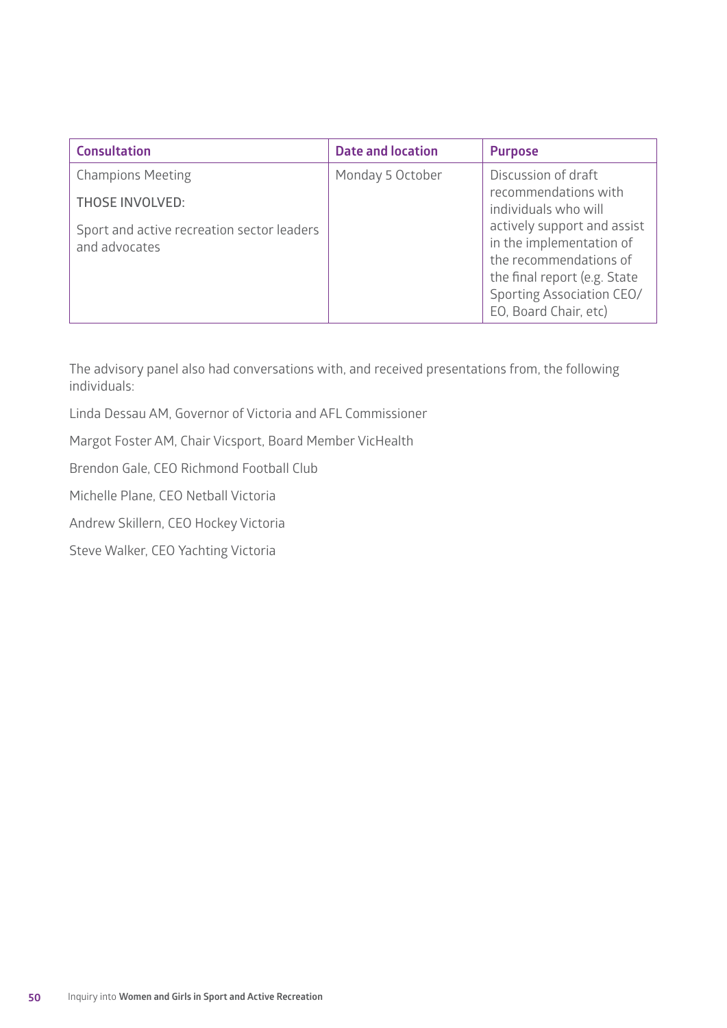| Consultation | Date and location | Purpose |
|---|---|---|
| Champions Meeting<br><br>THOSE INVOLVED:<br><br>Sport and active recreation sector leaders and advocates | Monday 5 October | Discussion of draft recommendations with individuals who will actively support and assist in the implementation of the recommendations of the final report (e.g. State Sporting Association CEO/EO, Board Chair, etc) |

The advisory panel also had conversations with, and received presentations from, the following individuals:

Linda Dessau AM, Governor of Victoria and AFL Commissioner

Margot Foster AM, Chair Vicsport, Board Member VicHealth

Brendon Gale, CEO Richmond Football Club

Michelle Plane, CEO Netball Victoria

Andrew Skillern, CEO Hockey Victoria

Steve Walker, CEO Yachting Victoria